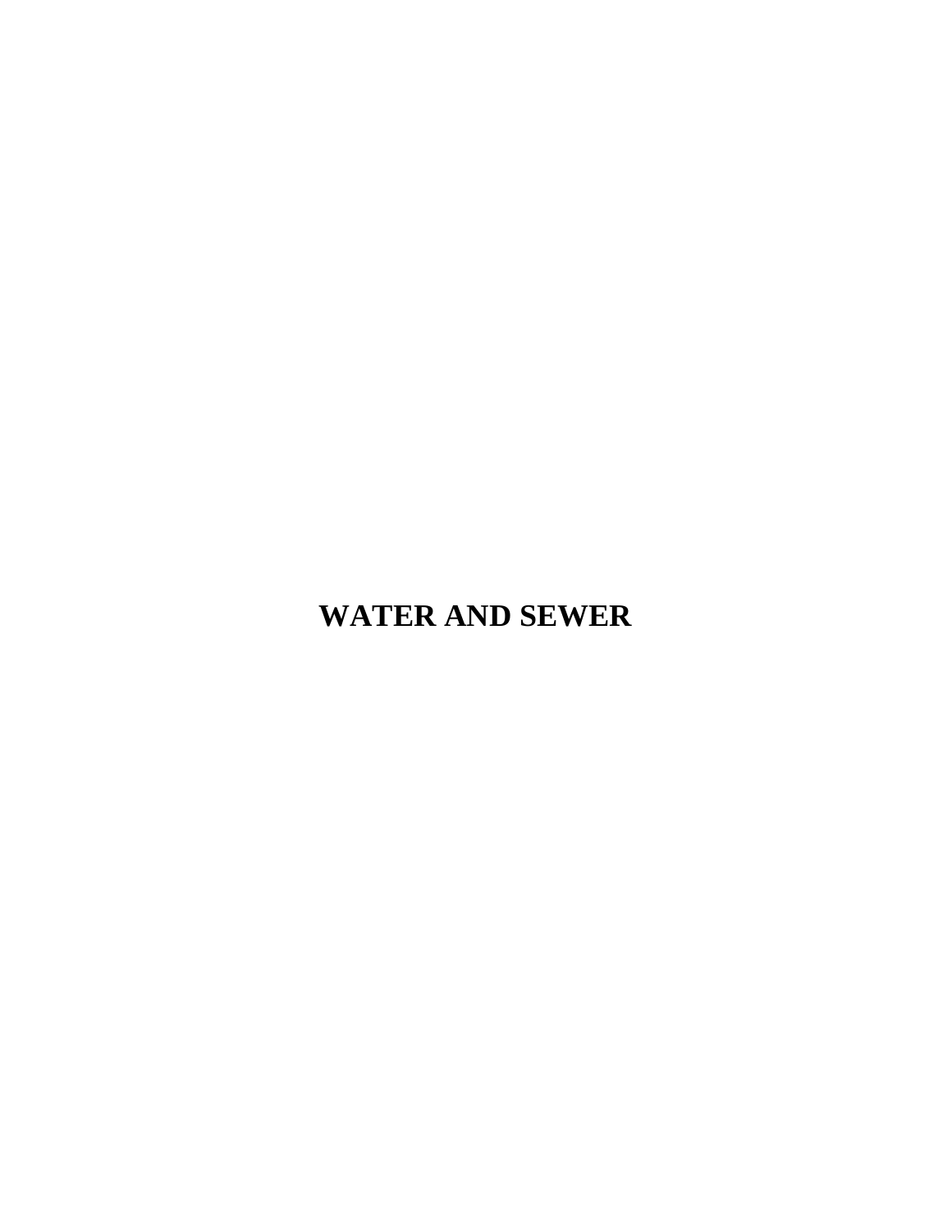# WATER AND SEWER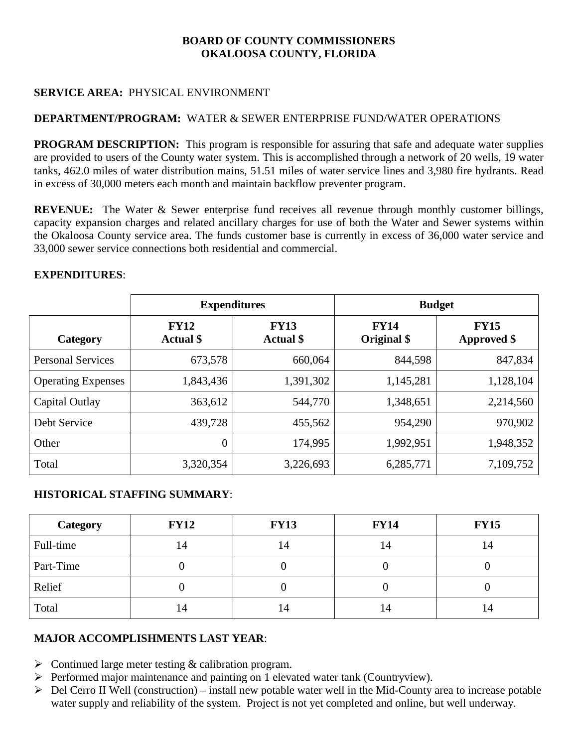**BOARD OF COUNTY COMMISSIONERS**
**OKALOOSA COUNTY, FLORIDA**

**SERVICE AREA:** PHYSICAL ENVIRONMENT

**DEPARTMENT/PROGRAM:** WATER & SEWER ENTERPRISE FUND/WATER OPERATIONS

**PROGRAM DESCRIPTION:** This program is responsible for assuring that safe and adequate water supplies are provided to users of the County water system. This is accomplished through a network of 20 wells, 19 water tanks, 462.0 miles of water distribution mains, 51.51 miles of water service lines and 3,980 fire hydrants. Read in excess of 30,000 meters each month and maintain backflow preventer program.

**REVENUE:** The Water & Sewer enterprise fund receives all revenue through monthly customer billings, capacity expansion charges and related ancillary charges for use of both the Water and Sewer systems within the Okaloosa County service area. The funds customer base is currently in excess of 36,000 water service and 33,000 sewer service connections both residential and commercial.

**EXPENDITURES**:

| | **Expenditures** | | **Budget** | |
|---|---|---|---|---|
| **Category** | **FY12 Actual $** | **FY13 Actual $** | **FY14 Original $** | **FY15 Approved $** |
| Personal Services | 673,578 | 660,064 | 844,598 | 847,834 |
| Operating Expenses | 1,843,436 | 1,391,302 | 1,145,281 | 1,128,104 |
| Capital Outlay | 363,612 | 544,770 | 1,348,651 | 2,214,560 |
| Debt Service | 439,728 | 455,562 | 954,290 | 970,902 |
| Other | 0 | 174,995 | 1,992,951 | 1,948,352 |
| Total | 3,320,354 | 3,226,693 | 6,285,771 | 7,109,752 |

**HISTORICAL STAFFING SUMMARY**:

| **Category** | **FY12** | **FY13** | **FY14** | **FY15** |
|---|---|---|---|---|
| Full-time | 14 | 14 | 14 | 14 |
| Part-Time | 0 | 0 | 0 | 0 |
| Relief | 0 | 0 | 0 | 0 |
| Total | 14 | 14 | 14 | 14 |

**MAJOR ACCOMPLISHMENTS LAST YEAR**:

- Continued large meter testing & calibration program.
- Performed major maintenance and painting on 1 elevated water tank (Countryview).
- Del Cerro II Well (construction) – install new potable water well in the Mid-County area to increase potable water supply and reliability of the system. Project is not yet completed and online, but well underway.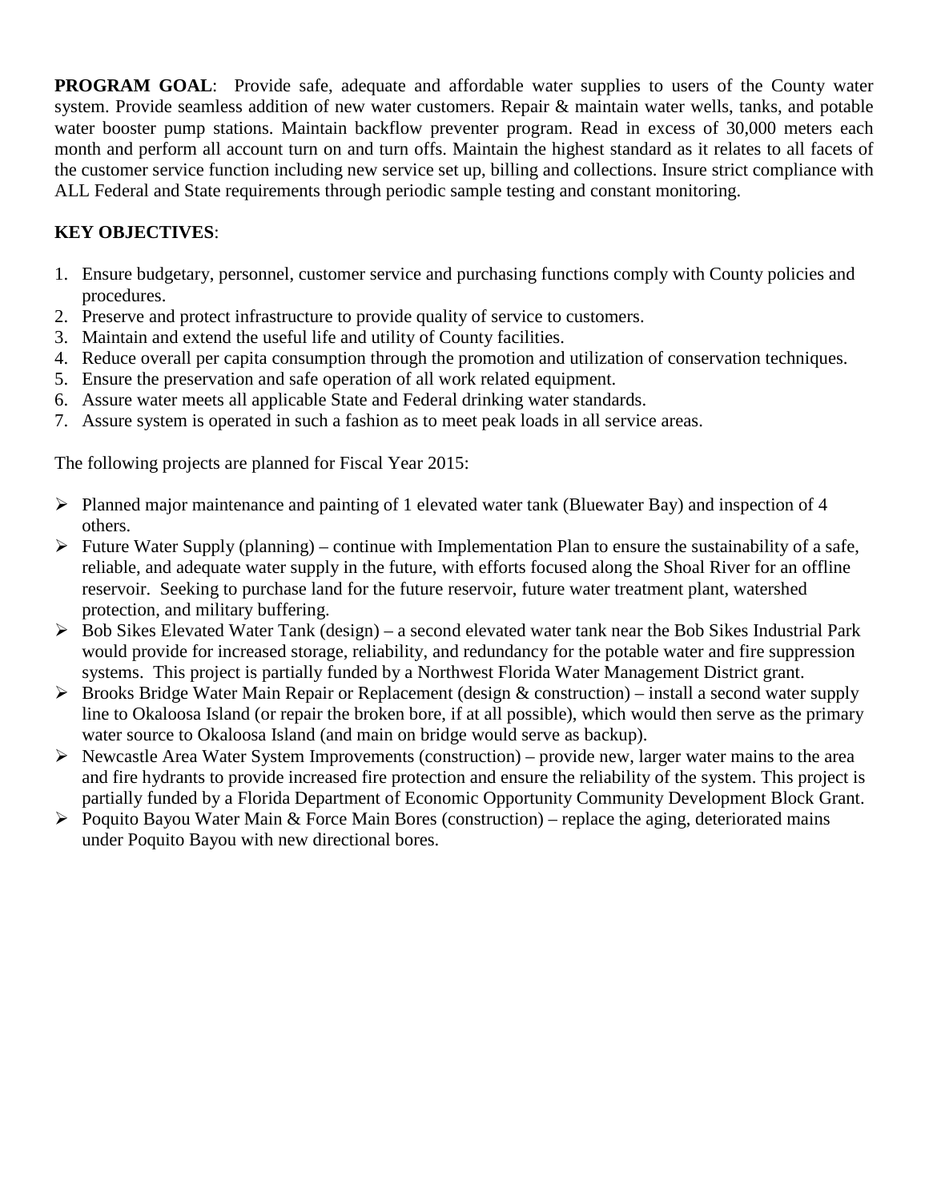**PROGRAM GOAL**: Provide safe, adequate and affordable water supplies to users of the County water system. Provide seamless addition of new water customers. Repair & maintain water wells, tanks, and potable water booster pump stations. Maintain backflow preventer program. Read in excess of 30,000 meters each month and perform all account turn on and turn offs. Maintain the highest standard as it relates to all facets of the customer service function including new service set up, billing and collections. Insure strict compliance with ALL Federal and State requirements through periodic sample testing and constant monitoring.

**KEY OBJECTIVES**:

1. Ensure budgetary, personnel, customer service and purchasing functions comply with County policies and procedures.
2. Preserve and protect infrastructure to provide quality of service to customers.
3. Maintain and extend the useful life and utility of County facilities.
4. Reduce overall per capita consumption through the promotion and utilization of conservation techniques.
5. Ensure the preservation and safe operation of all work related equipment.
6. Assure water meets all applicable State and Federal drinking water standards.
7. Assure system is operated in such a fashion as to meet peak loads in all service areas.

The following projects are planned for Fiscal Year 2015:

- Planned major maintenance and painting of 1 elevated water tank (Bluewater Bay) and inspection of 4 others.
- Future Water Supply (planning) – continue with Implementation Plan to ensure the sustainability of a safe, reliable, and adequate water supply in the future, with efforts focused along the Shoal River for an offline reservoir. Seeking to purchase land for the future reservoir, future water treatment plant, watershed protection, and military buffering.
- Bob Sikes Elevated Water Tank (design) – a second elevated water tank near the Bob Sikes Industrial Park would provide for increased storage, reliability, and redundancy for the potable water and fire suppression systems. This project is partially funded by a Northwest Florida Water Management District grant.
- Brooks Bridge Water Main Repair or Replacement (design & construction) – install a second water supply line to Okaloosa Island (or repair the broken bore, if at all possible), which would then serve as the primary water source to Okaloosa Island (and main on bridge would serve as backup).
- Newcastle Area Water System Improvements (construction) – provide new, larger water mains to the area and fire hydrants to provide increased fire protection and ensure the reliability of the system. This project is partially funded by a Florida Department of Economic Opportunity Community Development Block Grant.
- Poquito Bayou Water Main & Force Main Bores (construction) – replace the aging, deteriorated mains under Poquito Bayou with new directional bores.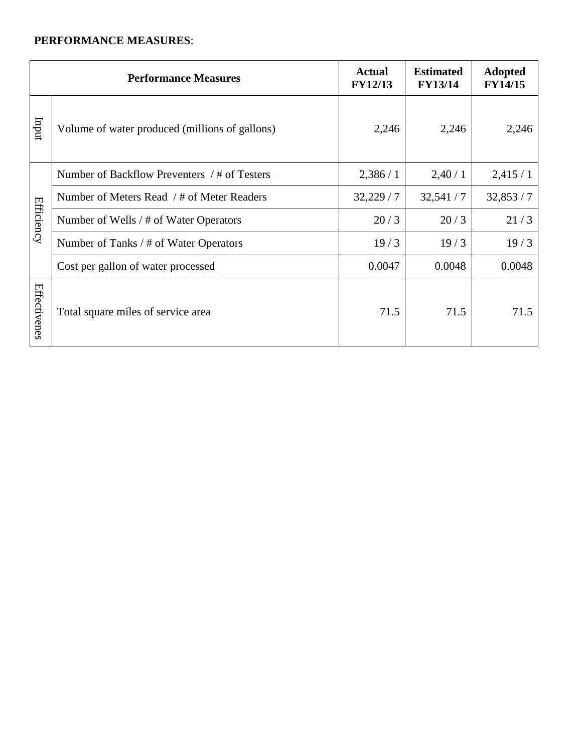**PERFORMANCE MEASURES**:

| Performance Measures | | Actual FY12/13 | Estimated FY13/14 | Adopted FY14/15 |
|---|---|---|---|---|
| Input | Volume of water produced (millions of gallons) | 2,246 | 2,246 | 2,246 |
| Efficiency | Number of Backflow Preventers / # of Testers | 2,386 / 1 | 2,40 / 1 | 2,415 / 1 |
| | Number of Meters Read / # of Meter Readers | 32,229 / 7 | 32,541 / 7 | 32,853 / 7 |
| | Number of Wells / # of Water Operators | 20 / 3 | 20 / 3 | 21 / 3 |
| | Number of Tanks / # of Water Operators | 19 / 3 | 19 / 3 | 19 / 3 |
| | Cost per gallon of water processed | 0.0047 | 0.0048 | 0.0048 |
| Effectivenes | Total square miles of service area | 71.5 | 71.5 | 71.5 |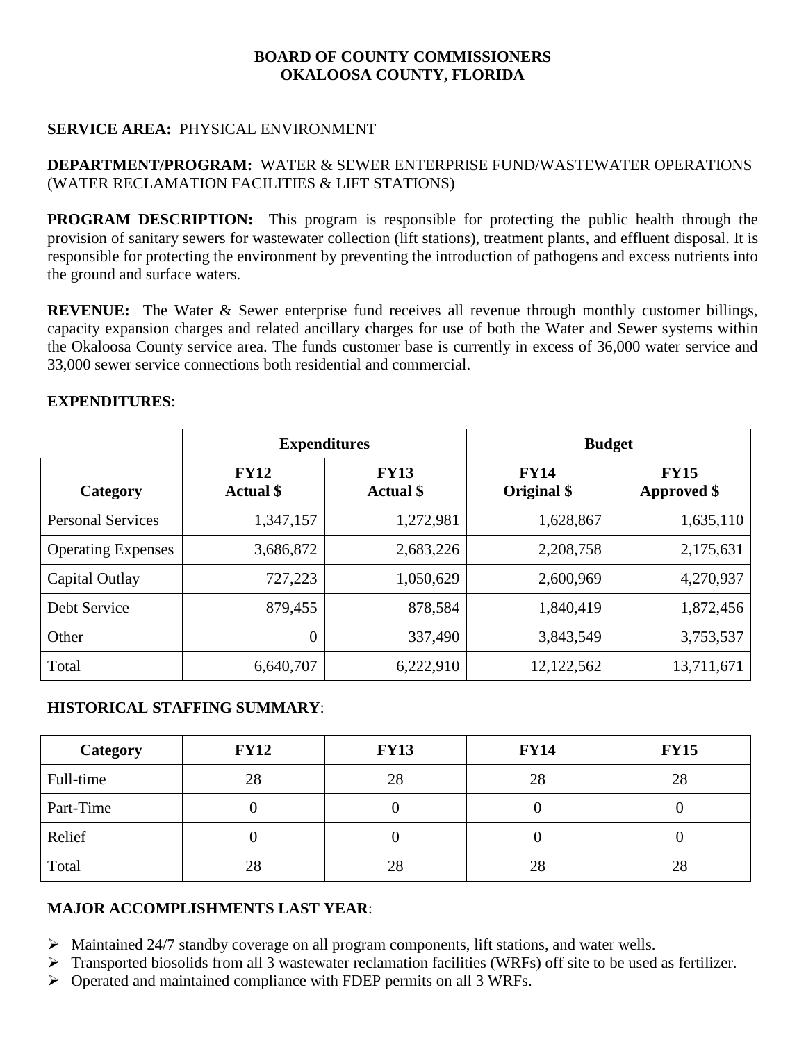**BOARD OF COUNTY COMMISSIONERS**
**OKALOOSA COUNTY, FLORIDA**

**SERVICE AREA:** PHYSICAL ENVIRONMENT

**DEPARTMENT/PROGRAM:** WATER & SEWER ENTERPRISE FUND/WASTEWATER OPERATIONS (WATER RECLAMATION FACILITIES & LIFT STATIONS)

**PROGRAM DESCRIPTION:** This program is responsible for protecting the public health through the provision of sanitary sewers for wastewater collection (lift stations), treatment plants, and effluent disposal. It is responsible for protecting the environment by preventing the introduction of pathogens and excess nutrients into the ground and surface waters.

**REVENUE:** The Water & Sewer enterprise fund receives all revenue through monthly customer billings, capacity expansion charges and related ancillary charges for use of both the Water and Sewer systems within the Okaloosa County service area. The funds customer base is currently in excess of 36,000 water service and 33,000 sewer service connections both residential and commercial.

**EXPENDITURES**:

| | Expenditures | | Budget | |
|---|---|---|---|---|
| **Category** | **FY12 Actual $** | **FY13 Actual $** | **FY14 Original $** | **FY15 Approved $** |
| Personal Services | 1,347,157 | 1,272,981 | 1,628,867 | 1,635,110 |
| Operating Expenses | 3,686,872 | 2,683,226 | 2,208,758 | 2,175,631 |
| Capital Outlay | 727,223 | 1,050,629 | 2,600,969 | 4,270,937 |
| Debt Service | 879,455 | 878,584 | 1,840,419 | 1,872,456 |
| Other | 0 | 337,490 | 3,843,549 | 3,753,537 |
| Total | 6,640,707 | 6,222,910 | 12,122,562 | 13,711,671 |

**HISTORICAL STAFFING SUMMARY**:

| Category | FY12 | FY13 | FY14 | FY15 |
|---|---|---|---|---|
| Full-time | 28 | 28 | 28 | 28 |
| Part-Time | 0 | 0 | 0 | 0 |
| Relief | 0 | 0 | 0 | 0 |
| Total | 28 | 28 | 28 | 28 |

**MAJOR ACCOMPLISHMENTS LAST YEAR**:

- Maintained 24/7 standby coverage on all program components, lift stations, and water wells.
- Transported biosolids from all 3 wastewater reclamation facilities (WRFs) off site to be used as fertilizer.
- Operated and maintained compliance with FDEP permits on all 3 WRFs.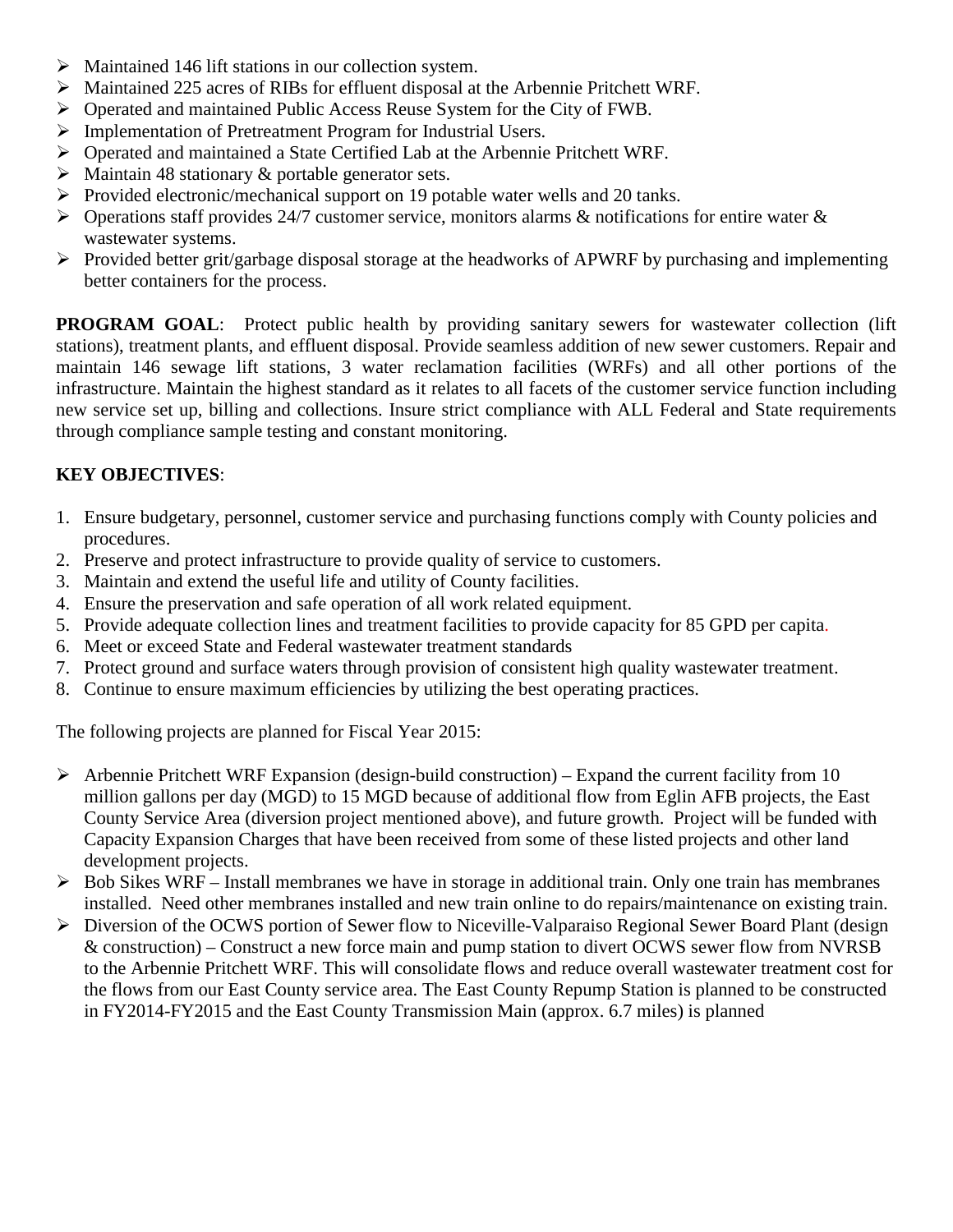- Maintained 146 lift stations in our collection system.
- Maintained 225 acres of RIBs for effluent disposal at the Arbennie Pritchett WRF.
- Operated and maintained Public Access Reuse System for the City of FWB.
- Implementation of Pretreatment Program for Industrial Users.
- Operated and maintained a State Certified Lab at the Arbennie Pritchett WRF.
- Maintain 48 stationary & portable generator sets.
- Provided electronic/mechanical support on 19 potable water wells and 20 tanks.
- Operations staff provides 24/7 customer service, monitors alarms & notifications for entire water & wastewater systems.
- Provided better grit/garbage disposal storage at the headworks of APWRF by purchasing and implementing better containers for the process.

**PROGRAM GOAL**: Protect public health by providing sanitary sewers for wastewater collection (lift stations), treatment plants, and effluent disposal. Provide seamless addition of new sewer customers. Repair and maintain 146 sewage lift stations, 3 water reclamation facilities (WRFs) and all other portions of the infrastructure. Maintain the highest standard as it relates to all facets of the customer service function including new service set up, billing and collections. Insure strict compliance with ALL Federal and State requirements through compliance sample testing and constant monitoring.

**KEY OBJECTIVES**:

1. Ensure budgetary, personnel, customer service and purchasing functions comply with County policies and procedures.
2. Preserve and protect infrastructure to provide quality of service to customers.
3. Maintain and extend the useful life and utility of County facilities.
4. Ensure the preservation and safe operation of all work related equipment.
5. Provide adequate collection lines and treatment facilities to provide capacity for 85 GPD per capita.
6. Meet or exceed State and Federal wastewater treatment standards
7. Protect ground and surface waters through provision of consistent high quality wastewater treatment.
8. Continue to ensure maximum efficiencies by utilizing the best operating practices.

The following projects are planned for Fiscal Year 2015:

- Arbennie Pritchett WRF Expansion (design-build construction) – Expand the current facility from 10 million gallons per day (MGD) to 15 MGD because of additional flow from Eglin AFB projects, the East County Service Area (diversion project mentioned above), and future growth. Project will be funded with Capacity Expansion Charges that have been received from some of these listed projects and other land development projects.
- Bob Sikes WRF – Install membranes we have in storage in additional train. Only one train has membranes installed. Need other membranes installed and new train online to do repairs/maintenance on existing train.
- Diversion of the OCWS portion of Sewer flow to Niceville-Valparaiso Regional Sewer Board Plant (design & construction) – Construct a new force main and pump station to divert OCWS sewer flow from NVRSB to the Arbennie Pritchett WRF. This will consolidate flows and reduce overall wastewater treatment cost for the flows from our East County service area. The East County Repump Station is planned to be constructed in FY2014-FY2015 and the East County Transmission Main (approx. 6.7 miles) is planned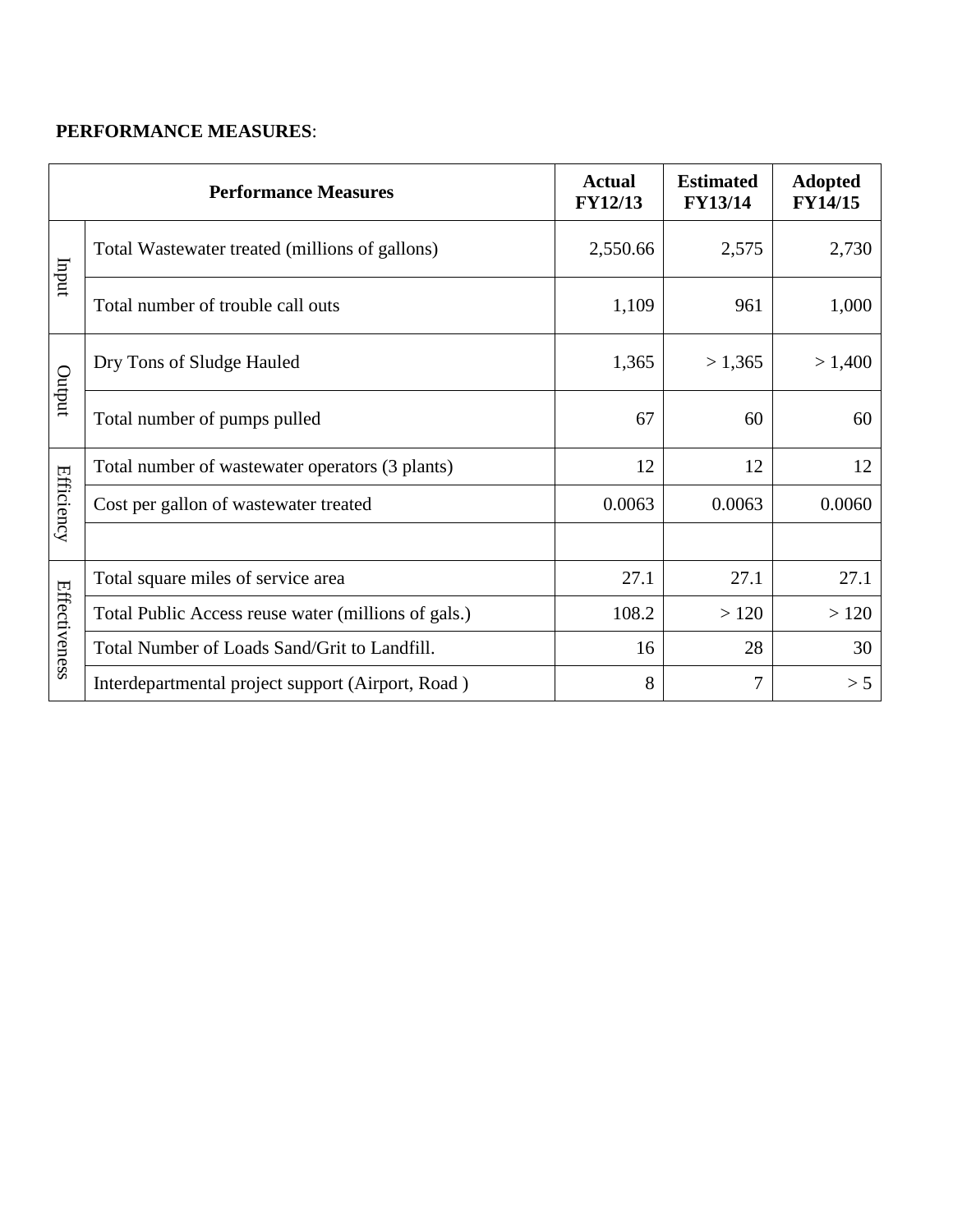**PERFORMANCE MEASURES**:

| | Performance Measures | Actual FY12/13 | Estimated FY13/14 | Adopted FY14/15 |
|---|---|---|---|---|
| Input | Total Wastewater treated (millions of gallons) | 2,550.66 | 2,575 | 2,730 |
| | Total number of trouble call outs | 1,109 | 961 | 1,000 |
| Output | Dry Tons of Sludge Hauled | 1,365 | > 1,365 | > 1,400 |
| | Total number of pumps pulled | 67 | 60 | 60 |
| Efficiency | Total number of wastewater operators (3 plants) | 12 | 12 | 12 |
| | Cost per gallon of wastewater treated | 0.0063 | 0.0063 | 0.0060 |
| | | | | |
| Effectiveness | Total square miles of service area | 27.1 | 27.1 | 27.1 |
| | Total Public Access reuse water (millions of gals.) | 108.2 | > 120 | > 120 |
| | Total Number of Loads Sand/Grit to Landfill. | 16 | 28 | 30 |
| | Interdepartmental project support (Airport, Road ) | 8 | 7 | > 5 |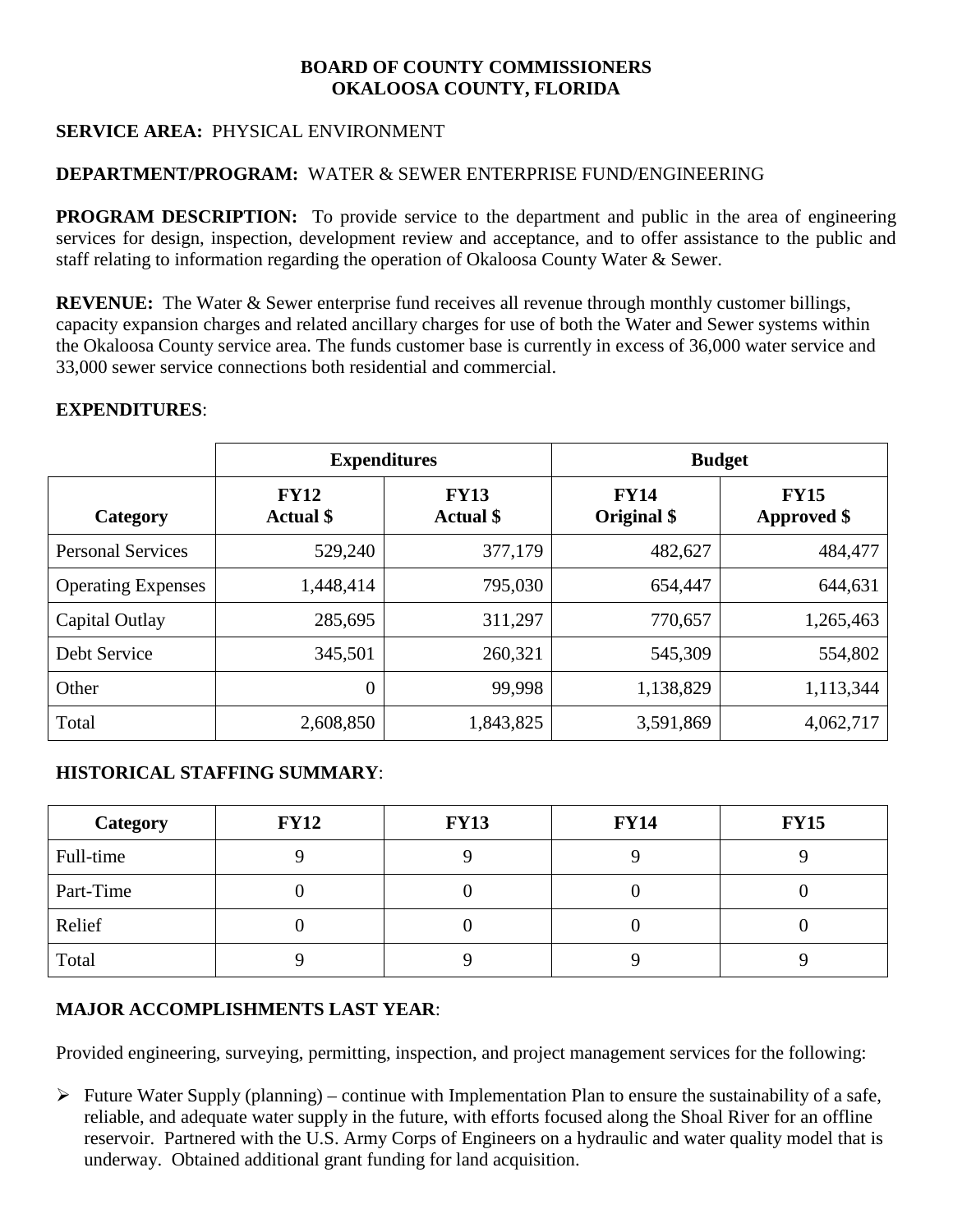**BOARD OF COUNTY COMMISSIONERS**
**OKALOOSA COUNTY, FLORIDA**

**SERVICE AREA:** PHYSICAL ENVIRONMENT

**DEPARTMENT/PROGRAM:** WATER & SEWER ENTERPRISE FUND/ENGINEERING

**PROGRAM DESCRIPTION:** To provide service to the department and public in the area of engineering services for design, inspection, development review and acceptance, and to offer assistance to the public and staff relating to information regarding the operation of Okaloosa County Water & Sewer.

**REVENUE:** The Water & Sewer enterprise fund receives all revenue through monthly customer billings, capacity expansion charges and related ancillary charges for use of both the Water and Sewer systems within the Okaloosa County service area. The funds customer base is currently in excess of 36,000 water service and 33,000 sewer service connections both residential and commercial.

**EXPENDITURES**:

| | **Expenditures** | | **Budget** | |
|---|---|---|---|---|
| **Category** | **FY12 Actual $** | **FY13 Actual $** | **FY14 Original $** | **FY15 Approved $** |
| Personal Services | 529,240 | 377,179 | 482,627 | 484,477 |
| Operating Expenses | 1,448,414 | 795,030 | 654,447 | 644,631 |
| Capital Outlay | 285,695 | 311,297 | 770,657 | 1,265,463 |
| Debt Service | 345,501 | 260,321 | 545,309 | 554,802 |
| Other | 0 | 99,998 | 1,138,829 | 1,113,344 |
| Total | 2,608,850 | 1,843,825 | 3,591,869 | 4,062,717 |

**HISTORICAL STAFFING SUMMARY**:

| Category | FY12 | FY13 | FY14 | FY15 |
|---|---|---|---|---|
| Full-time | 9 | 9 | 9 | 9 |
| Part-Time | 0 | 0 | 0 | 0 |
| Relief | 0 | 0 | 0 | 0 |
| Total | 9 | 9 | 9 | 9 |

**MAJOR ACCOMPLISHMENTS LAST YEAR**:

Provided engineering, surveying, permitting, inspection, and project management services for the following:

- Future Water Supply (planning) – continue with Implementation Plan to ensure the sustainability of a safe, reliable, and adequate water supply in the future, with efforts focused along the Shoal River for an offline reservoir. Partnered with the U.S. Army Corps of Engineers on a hydraulic and water quality model that is underway. Obtained additional grant funding for land acquisition.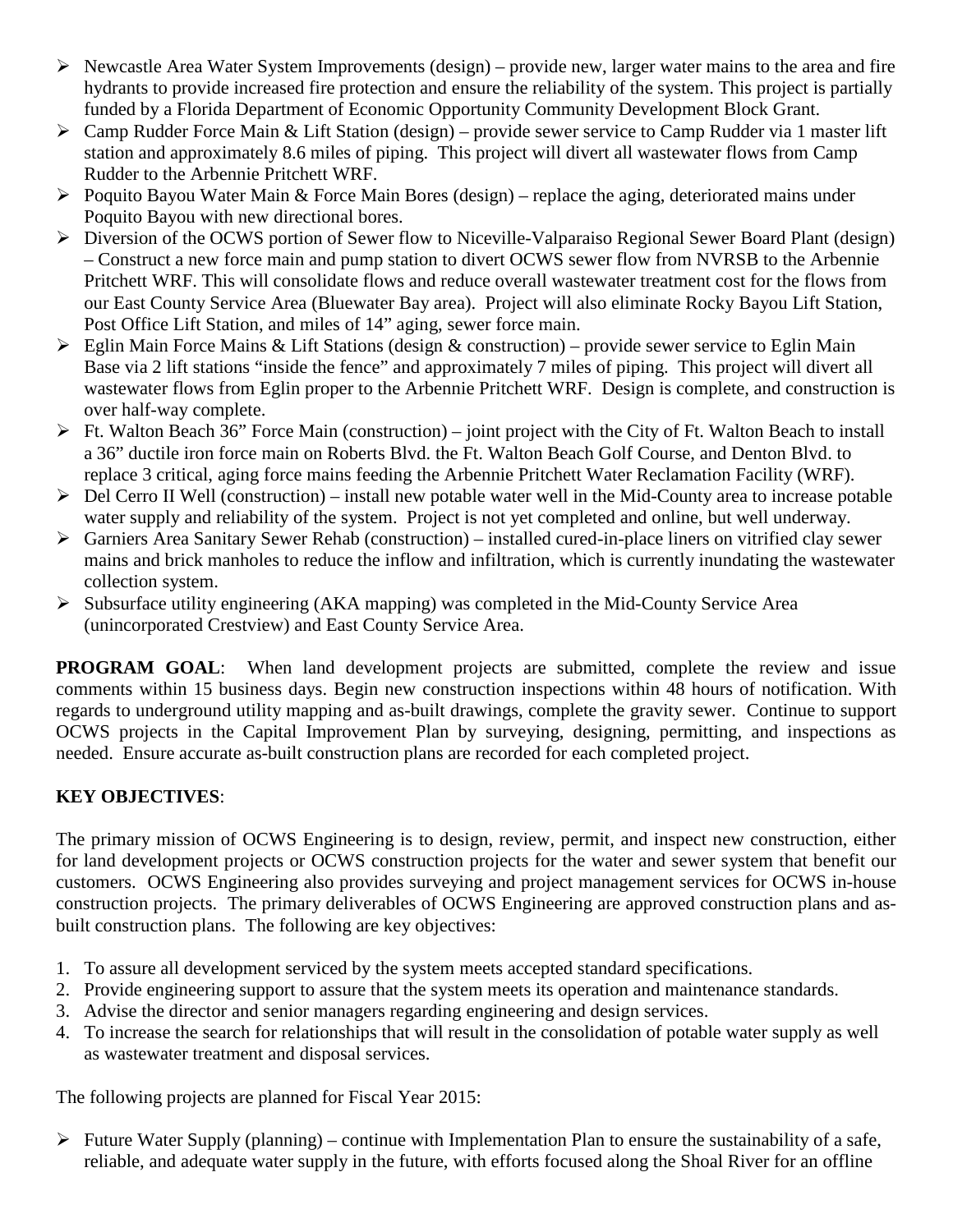- Newcastle Area Water System Improvements (design) – provide new, larger water mains to the area and fire hydrants to provide increased fire protection and ensure the reliability of the system. This project is partially funded by a Florida Department of Economic Opportunity Community Development Block Grant.
- Camp Rudder Force Main & Lift Station (design) – provide sewer service to Camp Rudder via 1 master lift station and approximately 8.6 miles of piping. This project will divert all wastewater flows from Camp Rudder to the Arbennie Pritchett WRF.
- Poquito Bayou Water Main & Force Main Bores (design) – replace the aging, deteriorated mains under Poquito Bayou with new directional bores.
- Diversion of the OCWS portion of Sewer flow to Niceville-Valparaiso Regional Sewer Board Plant (design) – Construct a new force main and pump station to divert OCWS sewer flow from NVRSB to the Arbennie Pritchett WRF. This will consolidate flows and reduce overall wastewater treatment cost for the flows from our East County Service Area (Bluewater Bay area). Project will also eliminate Rocky Bayou Lift Station, Post Office Lift Station, and miles of 14" aging, sewer force main.
- Eglin Main Force Mains & Lift Stations (design & construction) – provide sewer service to Eglin Main Base via 2 lift stations "inside the fence" and approximately 7 miles of piping. This project will divert all wastewater flows from Eglin proper to the Arbennie Pritchett WRF. Design is complete, and construction is over half-way complete.
- Ft. Walton Beach 36" Force Main (construction) – joint project with the City of Ft. Walton Beach to install a 36" ductile iron force main on Roberts Blvd. the Ft. Walton Beach Golf Course, and Denton Blvd. to replace 3 critical, aging force mains feeding the Arbennie Pritchett Water Reclamation Facility (WRF).
- Del Cerro II Well (construction) – install new potable water well in the Mid-County area to increase potable water supply and reliability of the system. Project is not yet completed and online, but well underway.
- Garniers Area Sanitary Sewer Rehab (construction) – installed cured-in-place liners on vitrified clay sewer mains and brick manholes to reduce the inflow and infiltration, which is currently inundating the wastewater collection system.
- Subsurface utility engineering (AKA mapping) was completed in the Mid-County Service Area (unincorporated Crestview) and East County Service Area.

**PROGRAM GOAL**: When land development projects are submitted, complete the review and issue comments within 15 business days. Begin new construction inspections within 48 hours of notification. With regards to underground utility mapping and as-built drawings, complete the gravity sewer. Continue to support OCWS projects in the Capital Improvement Plan by surveying, designing, permitting, and inspections as needed. Ensure accurate as-built construction plans are recorded for each completed project.

**KEY OBJECTIVES**:

The primary mission of OCWS Engineering is to design, review, permit, and inspect new construction, either for land development projects or OCWS construction projects for the water and sewer system that benefit our customers. OCWS Engineering also provides surveying and project management services for OCWS in-house construction projects. The primary deliverables of OCWS Engineering are approved construction plans and as-built construction plans. The following are key objectives:

1. To assure all development serviced by the system meets accepted standard specifications.
2. Provide engineering support to assure that the system meets its operation and maintenance standards.
3. Advise the director and senior managers regarding engineering and design services.
4. To increase the search for relationships that will result in the consolidation of potable water supply as well as wastewater treatment and disposal services.

The following projects are planned for Fiscal Year 2015:

- Future Water Supply (planning) – continue with Implementation Plan to ensure the sustainability of a safe, reliable, and adequate water supply in the future, with efforts focused along the Shoal River for an offline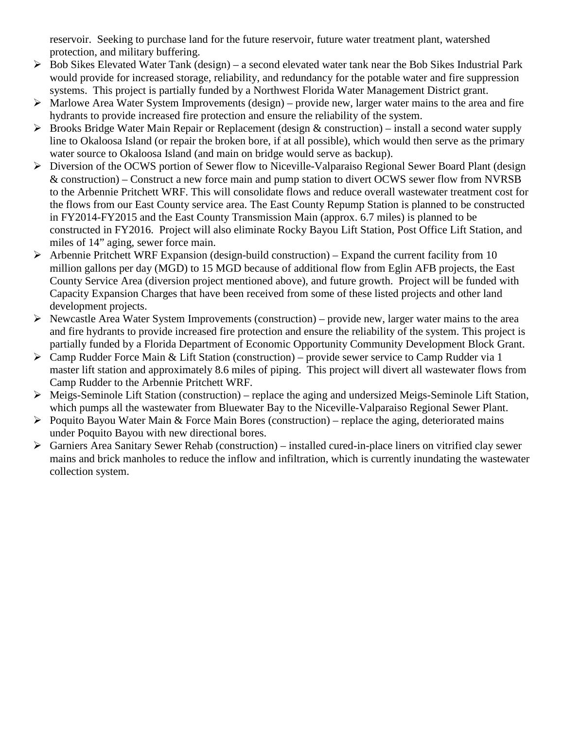reservoir. Seeking to purchase land for the future reservoir, future water treatment plant, watershed protection, and military buffering.

- Bob Sikes Elevated Water Tank (design) – a second elevated water tank near the Bob Sikes Industrial Park would provide for increased storage, reliability, and redundancy for the potable water and fire suppression systems. This project is partially funded by a Northwest Florida Water Management District grant.
- Marlowe Area Water System Improvements (design) – provide new, larger water mains to the area and fire hydrants to provide increased fire protection and ensure the reliability of the system.
- Brooks Bridge Water Main Repair or Replacement (design & construction) – install a second water supply line to Okaloosa Island (or repair the broken bore, if at all possible), which would then serve as the primary water source to Okaloosa Island (and main on bridge would serve as backup).
- Diversion of the OCWS portion of Sewer flow to Niceville-Valparaiso Regional Sewer Board Plant (design & construction) – Construct a new force main and pump station to divert OCWS sewer flow from NVRSB to the Arbennie Pritchett WRF. This will consolidate flows and reduce overall wastewater treatment cost for the flows from our East County service area. The East County Repump Station is planned to be constructed in FY2014-FY2015 and the East County Transmission Main (approx. 6.7 miles) is planned to be constructed in FY2016. Project will also eliminate Rocky Bayou Lift Station, Post Office Lift Station, and miles of 14" aging, sewer force main.
- Arbennie Pritchett WRF Expansion (design-build construction) – Expand the current facility from 10 million gallons per day (MGD) to 15 MGD because of additional flow from Eglin AFB projects, the East County Service Area (diversion project mentioned above), and future growth. Project will be funded with Capacity Expansion Charges that have been received from some of these listed projects and other land development projects.
- Newcastle Area Water System Improvements (construction) – provide new, larger water mains to the area and fire hydrants to provide increased fire protection and ensure the reliability of the system. This project is partially funded by a Florida Department of Economic Opportunity Community Development Block Grant.
- Camp Rudder Force Main & Lift Station (construction) – provide sewer service to Camp Rudder via 1 master lift station and approximately 8.6 miles of piping. This project will divert all wastewater flows from Camp Rudder to the Arbennie Pritchett WRF.
- Meigs-Seminole Lift Station (construction) – replace the aging and undersized Meigs-Seminole Lift Station, which pumps all the wastewater from Bluewater Bay to the Niceville-Valparaiso Regional Sewer Plant.
- Poquito Bayou Water Main & Force Main Bores (construction) – replace the aging, deteriorated mains under Poquito Bayou with new directional bores.
- Garniers Area Sanitary Sewer Rehab (construction) – installed cured-in-place liners on vitrified clay sewer mains and brick manholes to reduce the inflow and infiltration, which is currently inundating the wastewater collection system.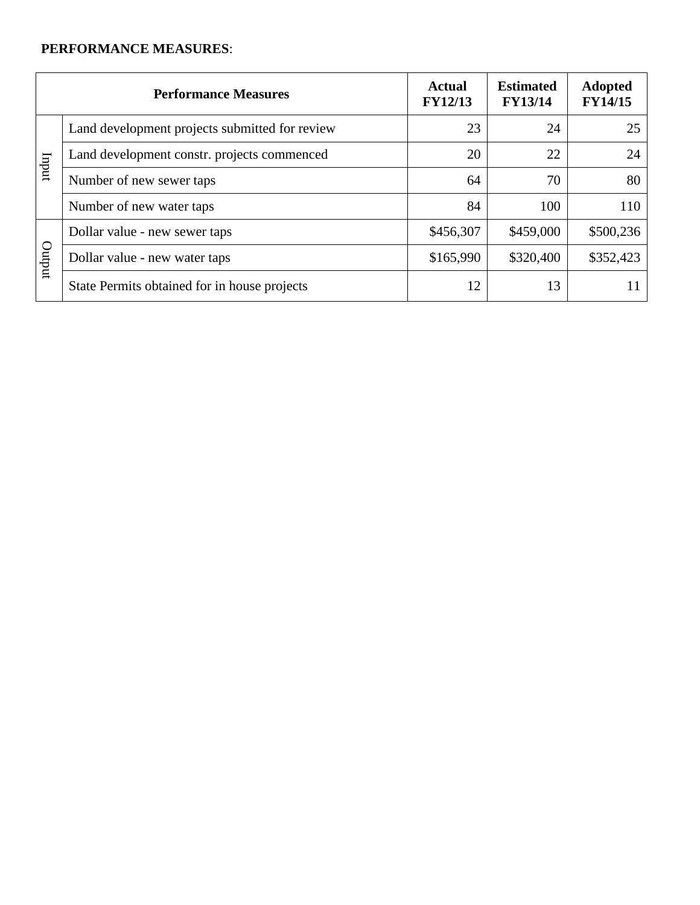**PERFORMANCE MEASURES**:

| | Performance Measures | Actual FY12/13 | Estimated FY13/14 | Adopted FY14/15 |
|---|---|---|---|---|
| Input | Land development projects submitted for review | 23 | 24 | 25 |
| | Land development constr. projects commenced | 20 | 22 | 24 |
| | Number of new sewer taps | 64 | 70 | 80 |
| | Number of new water taps | 84 | 100 | 110 |
| Output | Dollar value - new sewer taps | $456,307 | $459,000 | $500,236 |
| | Dollar value - new water taps | $165,990 | $320,400 | $352,423 |
| | State Permits obtained for in house projects | 12 | 13 | 11 |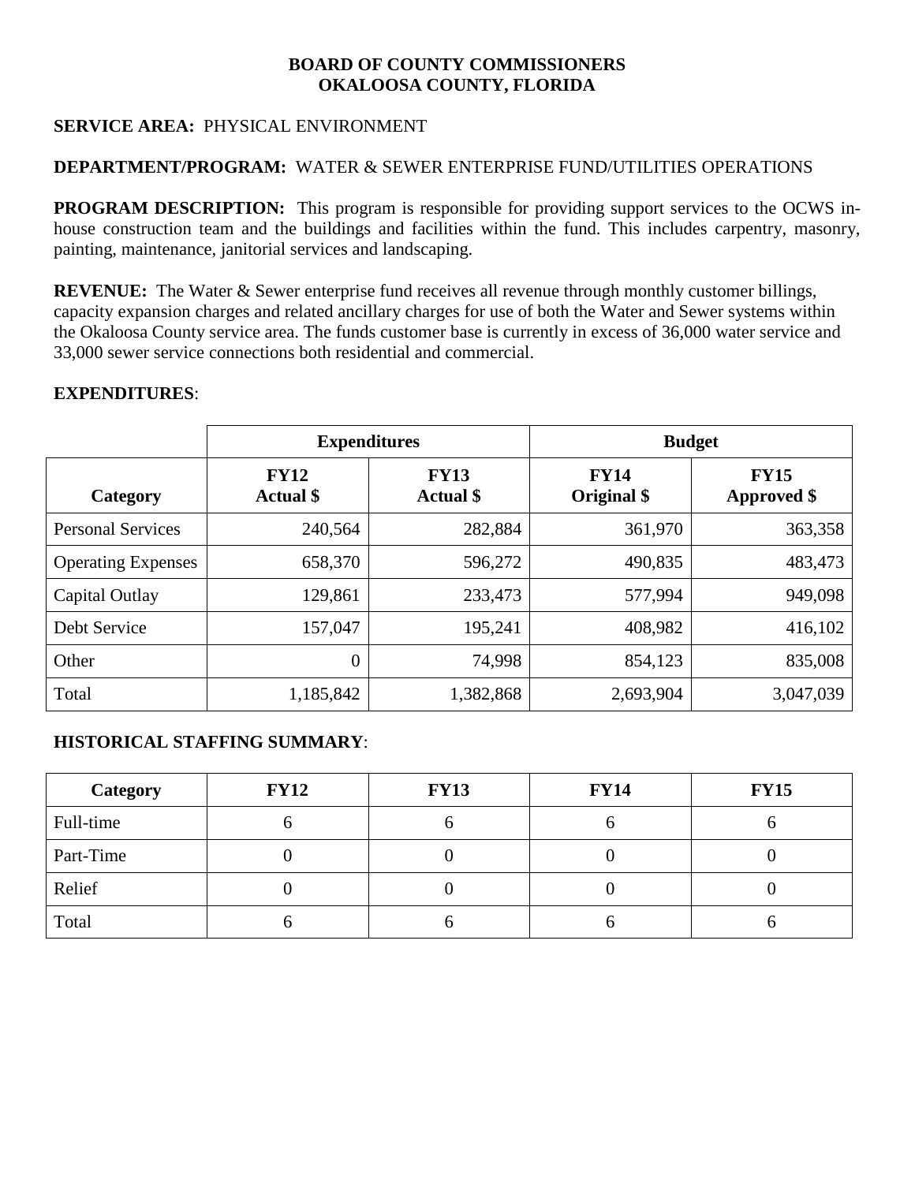**BOARD OF COUNTY COMMISSIONERS**
**OKALOOSA COUNTY, FLORIDA**

**SERVICE AREA:** PHYSICAL ENVIRONMENT

**DEPARTMENT/PROGRAM:** WATER & SEWER ENTERPRISE FUND/UTILITIES OPERATIONS

**PROGRAM DESCRIPTION:** This program is responsible for providing support services to the OCWS in-house construction team and the buildings and facilities within the fund. This includes carpentry, masonry, painting, maintenance, janitorial services and landscaping.

**REVENUE:** The Water & Sewer enterprise fund receives all revenue through monthly customer billings, capacity expansion charges and related ancillary charges for use of both the Water and Sewer systems within the Okaloosa County service area. The funds customer base is currently in excess of 36,000 water service and 33,000 sewer service connections both residential and commercial.

**EXPENDITURES**:

| | **Expenditures** | | **Budget** | |
|---|---|---|---|---|
| **Category** | **FY12 Actual $** | **FY13 Actual $** | **FY14 Original $** | **FY15 Approved $** |
| Personal Services | 240,564 | 282,884 | 361,970 | 363,358 |
| Operating Expenses | 658,370 | 596,272 | 490,835 | 483,473 |
| Capital Outlay | 129,861 | 233,473 | 577,994 | 949,098 |
| Debt Service | 157,047 | 195,241 | 408,982 | 416,102 |
| Other | 0 | 74,998 | 854,123 | 835,008 |
| Total | 1,185,842 | 1,382,868 | 2,693,904 | 3,047,039 |

**HISTORICAL STAFFING SUMMARY**:

| **Category** | **FY12** | **FY13** | **FY14** | **FY15** |
|---|---|---|---|---|
| Full-time | 6 | 6 | 6 | 6 |
| Part-Time | 0 | 0 | 0 | 0 |
| Relief | 0 | 0 | 0 | 0 |
| Total | 6 | 6 | 6 | 6 |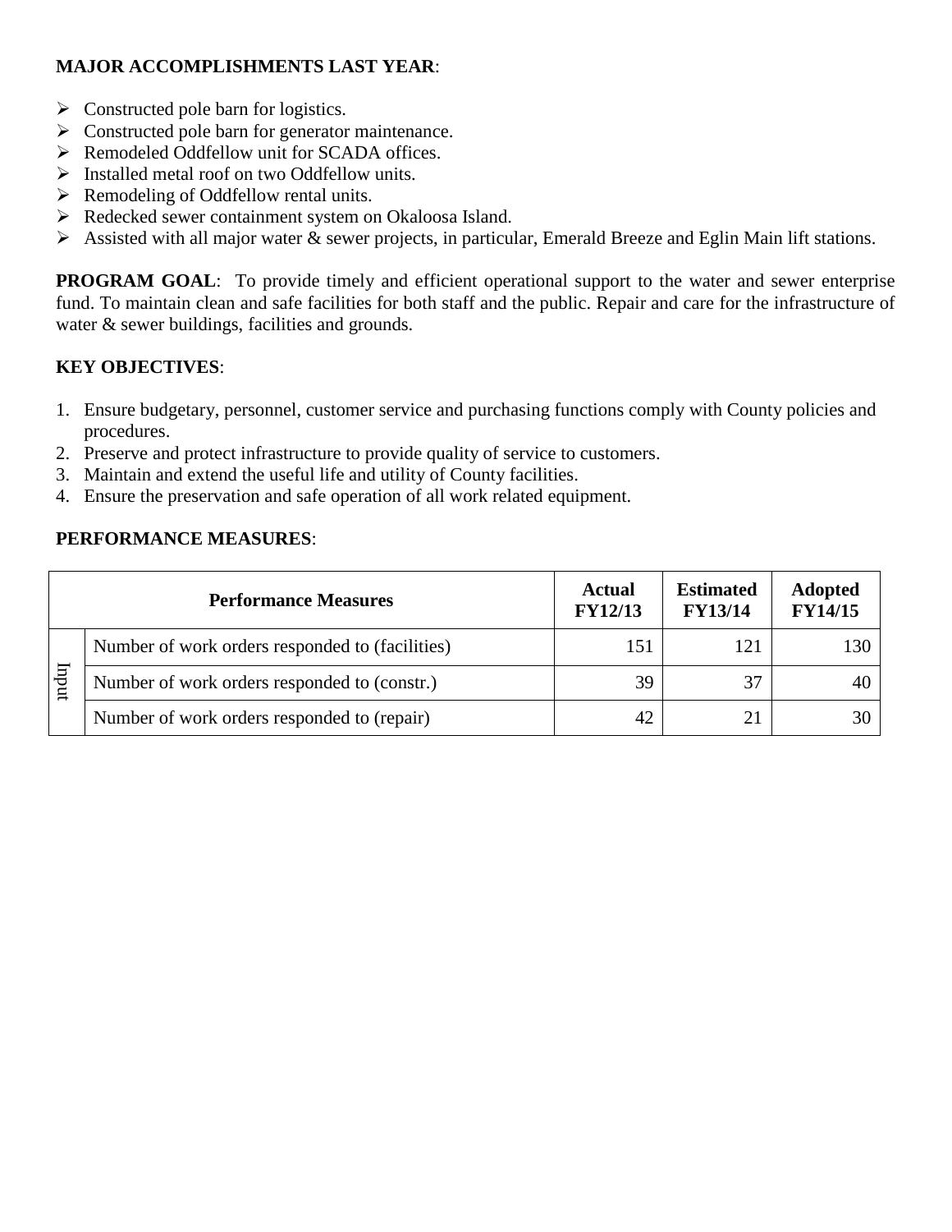**MAJOR ACCOMPLISHMENTS LAST YEAR**:

- Constructed pole barn for logistics.
- Constructed pole barn for generator maintenance.
- Remodeled Oddfellow unit for SCADA offices.
- Installed metal roof on two Oddfellow units.
- Remodeling of Oddfellow rental units.
- Redecked sewer containment system on Okaloosa Island.
- Assisted with all major water & sewer projects, in particular, Emerald Breeze and Eglin Main lift stations.

**PROGRAM GOAL**: To provide timely and efficient operational support to the water and sewer enterprise fund. To maintain clean and safe facilities for both staff and the public. Repair and care for the infrastructure of water & sewer buildings, facilities and grounds.

**KEY OBJECTIVES**:

1. Ensure budgetary, personnel, customer service and purchasing functions comply with County policies and procedures.
2. Preserve and protect infrastructure to provide quality of service to customers.
3. Maintain and extend the useful life and utility of County facilities.
4. Ensure the preservation and safe operation of all work related equipment.

**PERFORMANCE MEASURES**:

| | Performance Measures | Actual FY12/13 | Estimated FY13/14 | Adopted FY14/15 |
|---|---|---|---|---|
| Input | Number of work orders responded to (facilities) | 151 | 121 | 130 |
| | Number of work orders responded to (constr.) | 39 | 37 | 40 |
| | Number of work orders responded to (repair) | 42 | 21 | 30 |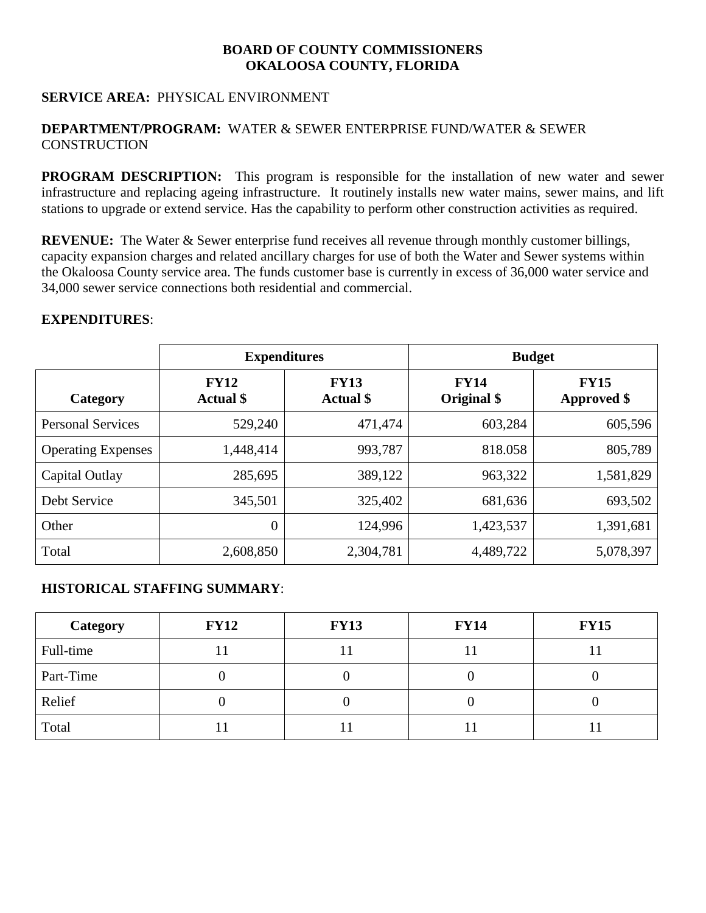**BOARD OF COUNTY COMMISSIONERS**
**OKALOOSA COUNTY, FLORIDA**

**SERVICE AREA:** PHYSICAL ENVIRONMENT

**DEPARTMENT/PROGRAM:** WATER & SEWER ENTERPRISE FUND/WATER & SEWER CONSTRUCTION

**PROGRAM DESCRIPTION:** This program is responsible for the installation of new water and sewer infrastructure and replacing ageing infrastructure. It routinely installs new water mains, sewer mains, and lift stations to upgrade or extend service. Has the capability to perform other construction activities as required.

**REVENUE:** The Water & Sewer enterprise fund receives all revenue through monthly customer billings, capacity expansion charges and related ancillary charges for use of both the Water and Sewer systems within the Okaloosa County service area. The funds customer base is currently in excess of 36,000 water service and 34,000 sewer service connections both residential and commercial.

**EXPENDITURES**:

| | **Expenditures** | | **Budget** | |
|---|---|---|---|---|
| **Category** | **FY12 Actual $** | **FY13 Actual $** | **FY14 Original $** | **FY15 Approved $** |
| Personal Services | 529,240 | 471,474 | 603,284 | 605,596 |
| Operating Expenses | 1,448,414 | 993,787 | 818.058 | 805,789 |
| Capital Outlay | 285,695 | 389,122 | 963,322 | 1,581,829 |
| Debt Service | 345,501 | 325,402 | 681,636 | 693,502 |
| Other | 0 | 124,996 | 1,423,537 | 1,391,681 |
| Total | 2,608,850 | 2,304,781 | 4,489,722 | 5,078,397 |

**HISTORICAL STAFFING SUMMARY**:

| **Category** | **FY12** | **FY13** | **FY14** | **FY15** |
|---|---|---|---|---|
| Full-time | 11 | 11 | 11 | 11 |
| Part-Time | 0 | 0 | 0 | 0 |
| Relief | 0 | 0 | 0 | 0 |
| Total | 11 | 11 | 11 | 11 |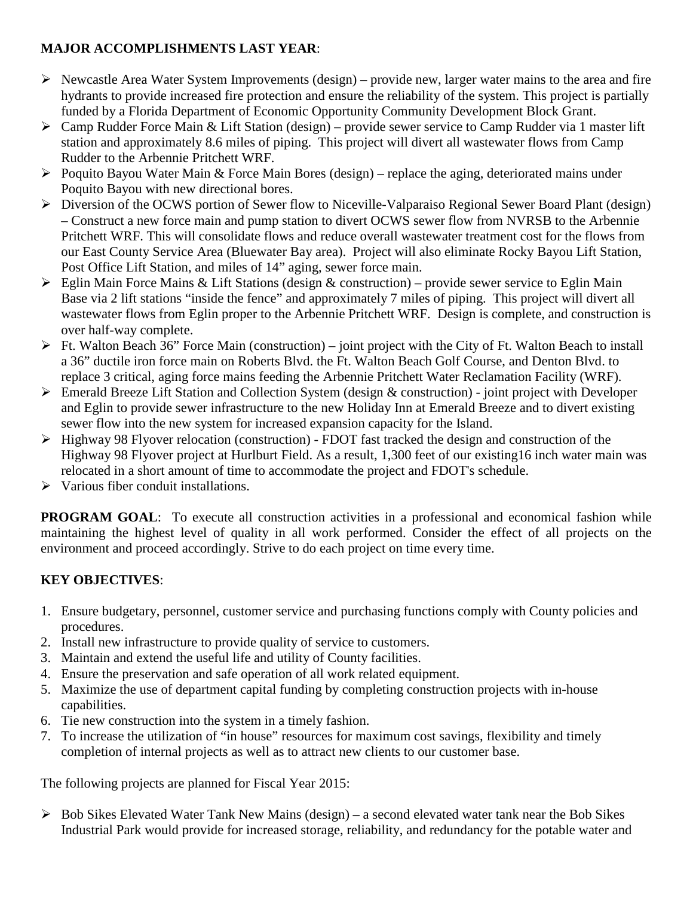**MAJOR ACCOMPLISHMENTS LAST YEAR**:

- Newcastle Area Water System Improvements (design) – provide new, larger water mains to the area and fire hydrants to provide increased fire protection and ensure the reliability of the system. This project is partially funded by a Florida Department of Economic Opportunity Community Development Block Grant.
- Camp Rudder Force Main & Lift Station (design) – provide sewer service to Camp Rudder via 1 master lift station and approximately 8.6 miles of piping. This project will divert all wastewater flows from Camp Rudder to the Arbennie Pritchett WRF.
- Poquito Bayou Water Main & Force Main Bores (design) – replace the aging, deteriorated mains under Poquito Bayou with new directional bores.
- Diversion of the OCWS portion of Sewer flow to Niceville-Valparaiso Regional Sewer Board Plant (design) – Construct a new force main and pump station to divert OCWS sewer flow from NVRSB to the Arbennie Pritchett WRF. This will consolidate flows and reduce overall wastewater treatment cost for the flows from our East County Service Area (Bluewater Bay area). Project will also eliminate Rocky Bayou Lift Station, Post Office Lift Station, and miles of 14" aging, sewer force main.
- Eglin Main Force Mains & Lift Stations (design & construction) – provide sewer service to Eglin Main Base via 2 lift stations "inside the fence" and approximately 7 miles of piping. This project will divert all wastewater flows from Eglin proper to the Arbennie Pritchett WRF. Design is complete, and construction is over half-way complete.
- Ft. Walton Beach 36" Force Main (construction) – joint project with the City of Ft. Walton Beach to install a 36" ductile iron force main on Roberts Blvd. the Ft. Walton Beach Golf Course, and Denton Blvd. to replace 3 critical, aging force mains feeding the Arbennie Pritchett Water Reclamation Facility (WRF).
- Emerald Breeze Lift Station and Collection System (design & construction) - joint project with Developer and Eglin to provide sewer infrastructure to the new Holiday Inn at Emerald Breeze and to divert existing sewer flow into the new system for increased expansion capacity for the Island.
- Highway 98 Flyover relocation (construction) - FDOT fast tracked the design and construction of the Highway 98 Flyover project at Hurlburt Field. As a result, 1,300 feet of our existing16 inch water main was relocated in a short amount of time to accommodate the project and FDOT's schedule.
- Various fiber conduit installations.

**PROGRAM GOAL**: To execute all construction activities in a professional and economical fashion while maintaining the highest level of quality in all work performed. Consider the effect of all projects on the environment and proceed accordingly. Strive to do each project on time every time.

**KEY OBJECTIVES**:

1. Ensure budgetary, personnel, customer service and purchasing functions comply with County policies and procedures.
2. Install new infrastructure to provide quality of service to customers.
3. Maintain and extend the useful life and utility of County facilities.
4. Ensure the preservation and safe operation of all work related equipment.
5. Maximize the use of department capital funding by completing construction projects with in-house capabilities.
6. Tie new construction into the system in a timely fashion.
7. To increase the utilization of "in house" resources for maximum cost savings, flexibility and timely completion of internal projects as well as to attract new clients to our customer base.

The following projects are planned for Fiscal Year 2015:

- Bob Sikes Elevated Water Tank New Mains (design) – a second elevated water tank near the Bob Sikes Industrial Park would provide for increased storage, reliability, and redundancy for the potable water and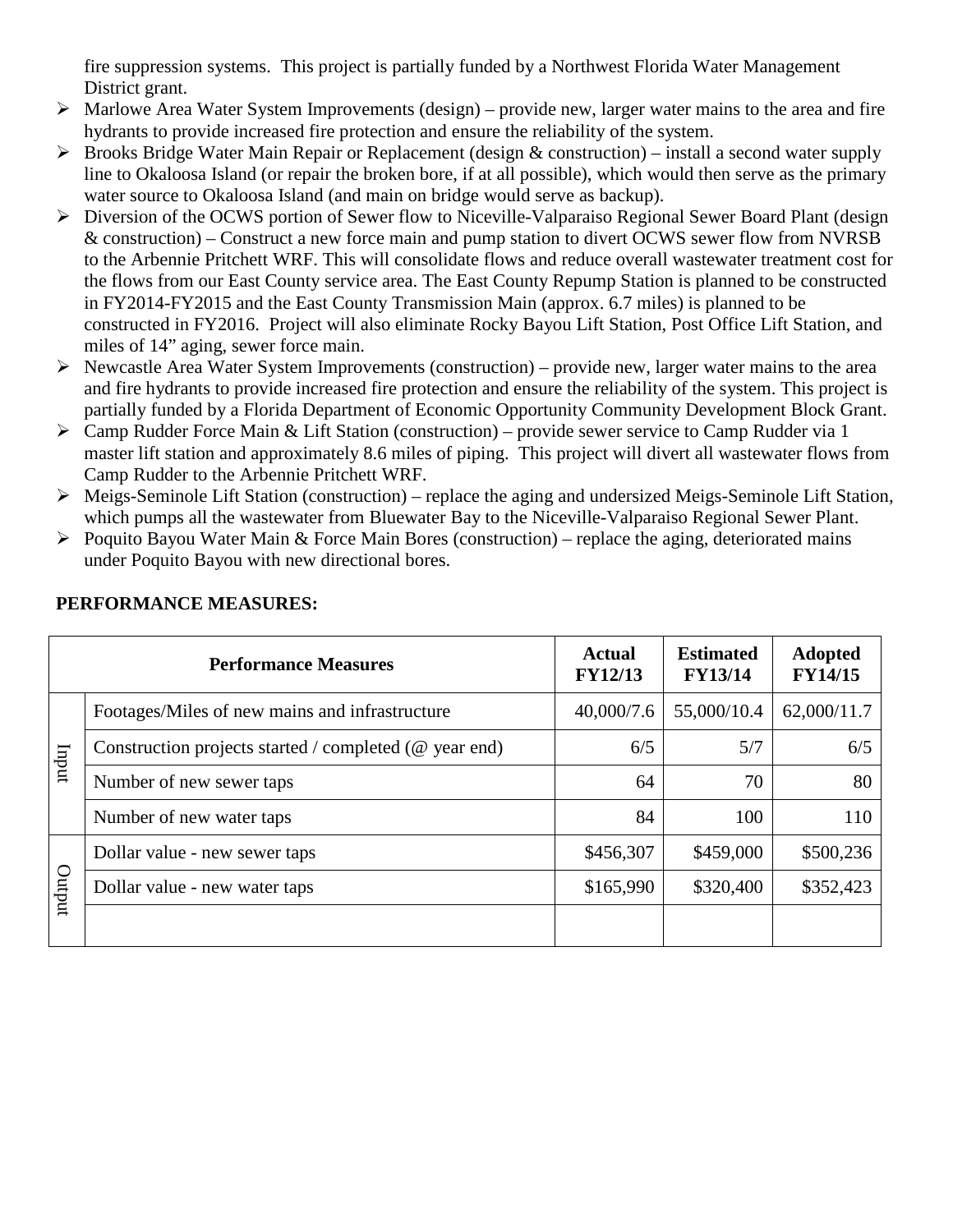fire suppression systems. This project is partially funded by a Northwest Florida Water Management District grant.

- Marlowe Area Water System Improvements (design) – provide new, larger water mains to the area and fire hydrants to provide increased fire protection and ensure the reliability of the system.
- Brooks Bridge Water Main Repair or Replacement (design & construction) – install a second water supply line to Okaloosa Island (or repair the broken bore, if at all possible), which would then serve as the primary water source to Okaloosa Island (and main on bridge would serve as backup).
- Diversion of the OCWS portion of Sewer flow to Niceville-Valparaiso Regional Sewer Board Plant (design & construction) – Construct a new force main and pump station to divert OCWS sewer flow from NVRSB to the Arbennie Pritchett WRF. This will consolidate flows and reduce overall wastewater treatment cost for the flows from our East County service area. The East County Repump Station is planned to be constructed in FY2014-FY2015 and the East County Transmission Main (approx. 6.7 miles) is planned to be constructed in FY2016. Project will also eliminate Rocky Bayou Lift Station, Post Office Lift Station, and miles of 14" aging, sewer force main.
- Newcastle Area Water System Improvements (construction) – provide new, larger water mains to the area and fire hydrants to provide increased fire protection and ensure the reliability of the system. This project is partially funded by a Florida Department of Economic Opportunity Community Development Block Grant.
- Camp Rudder Force Main & Lift Station (construction) – provide sewer service to Camp Rudder via 1 master lift station and approximately 8.6 miles of piping. This project will divert all wastewater flows from Camp Rudder to the Arbennie Pritchett WRF.
- Meigs-Seminole Lift Station (construction) – replace the aging and undersized Meigs-Seminole Lift Station, which pumps all the wastewater from Bluewater Bay to the Niceville-Valparaiso Regional Sewer Plant.
- Poquito Bayou Water Main & Force Main Bores (construction) – replace the aging, deteriorated mains under Poquito Bayou with new directional bores.

**PERFORMANCE MEASURES:**

| | Performance Measures | Actual FY12/13 | Estimated FY13/14 | Adopted FY14/15 |
|---|---|---|---|---|
| Input | Footages/Miles of new mains and infrastructure | 40,000/7.6 | 55,000/10.4 | 62,000/11.7 |
| | Construction projects started / completed (@ year end) | 6/5 | 5/7 | 6/5 |
| | Number of new sewer taps | 64 | 70 | 80 |
| | Number of new water taps | 84 | 100 | 110 |
| Output | Dollar value - new sewer taps | $456,307 | $459,000 | $500,236 |
| | Dollar value - new water taps | $165,990 | $320,400 | $352,423 |
| | | | | |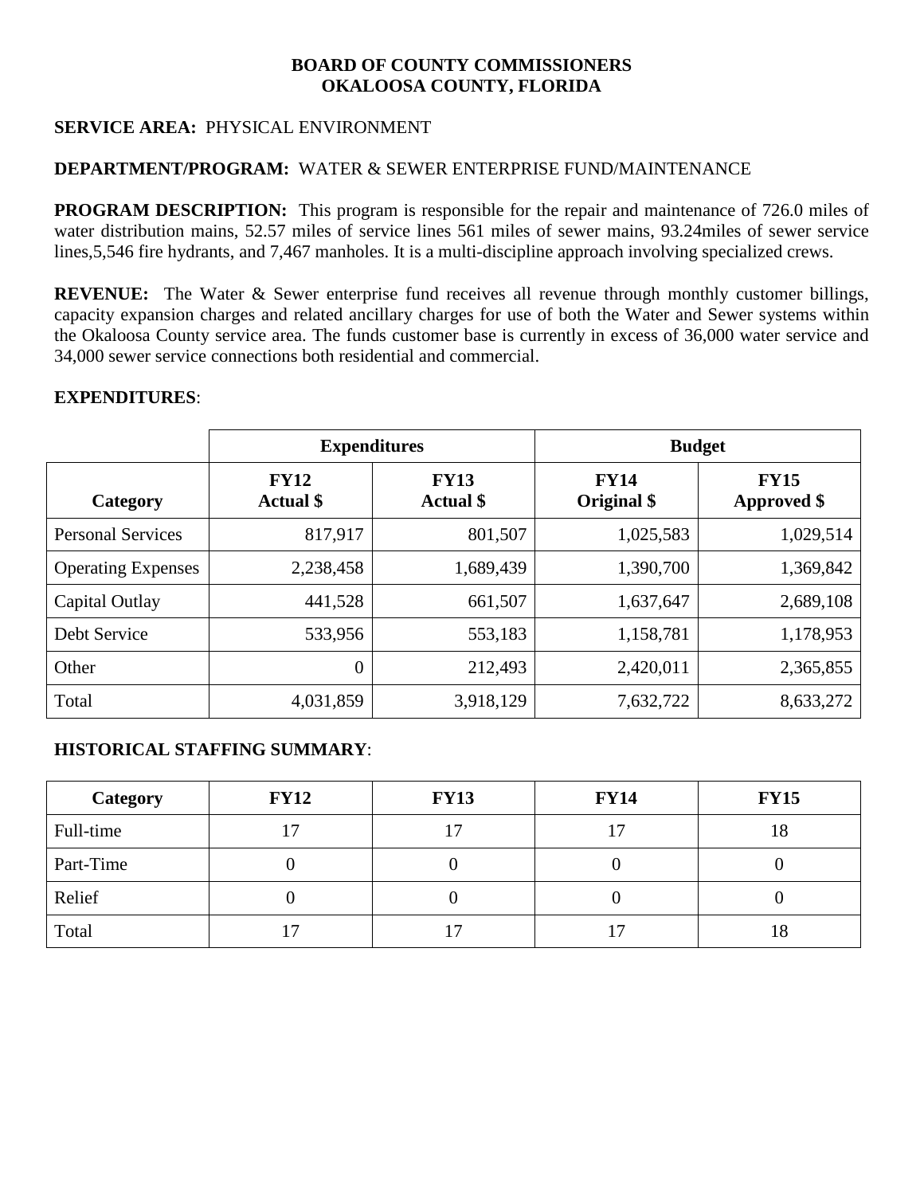**BOARD OF COUNTY COMMISSIONERS**
**OKALOOSA COUNTY, FLORIDA**

**SERVICE AREA:** PHYSICAL ENVIRONMENT

**DEPARTMENT/PROGRAM:** WATER & SEWER ENTERPRISE FUND/MAINTENANCE

**PROGRAM DESCRIPTION:** This program is responsible for the repair and maintenance of 726.0 miles of water distribution mains, 52.57 miles of service lines 561 miles of sewer mains, 93.24miles of sewer service lines,5,546 fire hydrants, and 7,467 manholes. It is a multi-discipline approach involving specialized crews.

**REVENUE:** The Water & Sewer enterprise fund receives all revenue through monthly customer billings, capacity expansion charges and related ancillary charges for use of both the Water and Sewer systems within the Okaloosa County service area. The funds customer base is currently in excess of 36,000 water service and 34,000 sewer service connections both residential and commercial.

**EXPENDITURES**:

| | **Expenditures** | | **Budget** | |
|---|---|---|---|---|
| **Category** | **FY12 Actual $** | **FY13 Actual $** | **FY14 Original $** | **FY15 Approved $** |
| Personal Services | 817,917 | 801,507 | 1,025,583 | 1,029,514 |
| Operating Expenses | 2,238,458 | 1,689,439 | 1,390,700 | 1,369,842 |
| Capital Outlay | 441,528 | 661,507 | 1,637,647 | 2,689,108 |
| Debt Service | 533,956 | 553,183 | 1,158,781 | 1,178,953 |
| Other | 0 | 212,493 | 2,420,011 | 2,365,855 |
| Total | 4,031,859 | 3,918,129 | 7,632,722 | 8,633,272 |

**HISTORICAL STAFFING SUMMARY**:

| **Category** | **FY12** | **FY13** | **FY14** | **FY15** |
|---|---|---|---|---|
| Full-time | 17 | 17 | 17 | 18 |
| Part-Time | 0 | 0 | 0 | 0 |
| Relief | 0 | 0 | 0 | 0 |
| Total | 17 | 17 | 17 | 18 |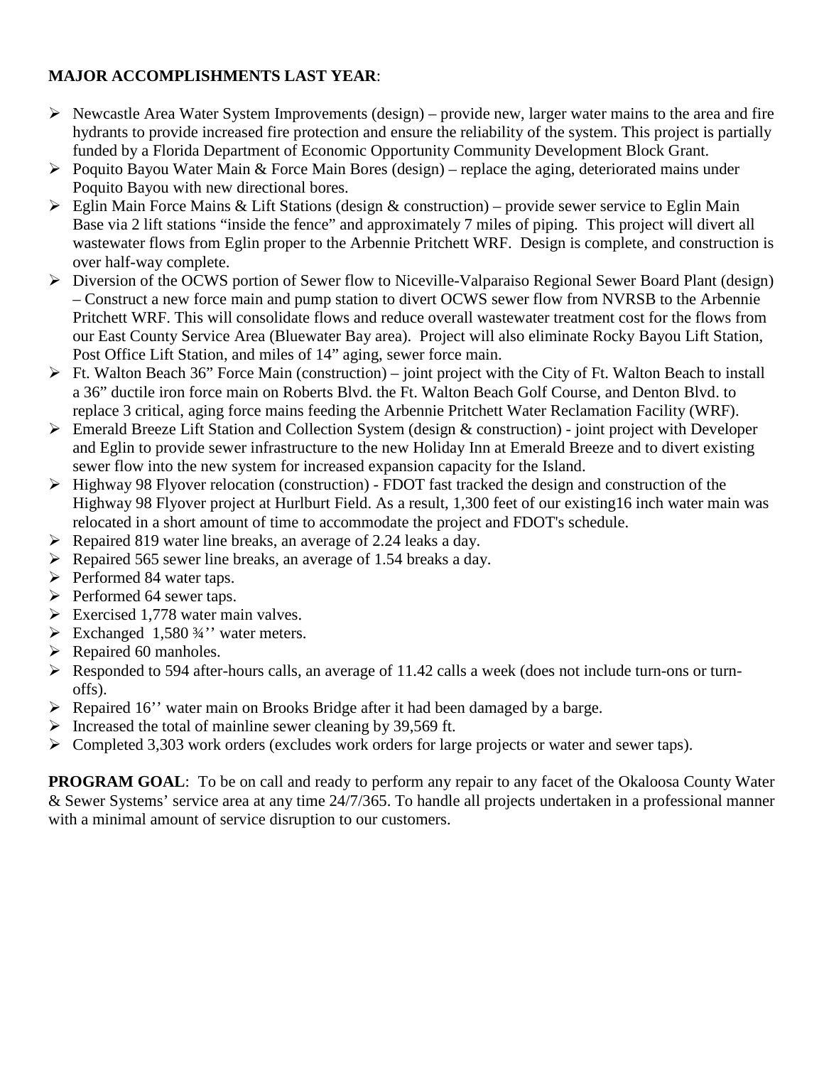**MAJOR ACCOMPLISHMENTS LAST YEAR**:

- Newcastle Area Water System Improvements (design) – provide new, larger water mains to the area and fire hydrants to provide increased fire protection and ensure the reliability of the system. This project is partially funded by a Florida Department of Economic Opportunity Community Development Block Grant.
- Poquito Bayou Water Main & Force Main Bores (design) – replace the aging, deteriorated mains under Poquito Bayou with new directional bores.
- Eglin Main Force Mains & Lift Stations (design & construction) – provide sewer service to Eglin Main Base via 2 lift stations "inside the fence" and approximately 7 miles of piping. This project will divert all wastewater flows from Eglin proper to the Arbennie Pritchett WRF. Design is complete, and construction is over half-way complete.
- Diversion of the OCWS portion of Sewer flow to Niceville-Valparaiso Regional Sewer Board Plant (design) – Construct a new force main and pump station to divert OCWS sewer flow from NVRSB to the Arbennie Pritchett WRF. This will consolidate flows and reduce overall wastewater treatment cost for the flows from our East County Service Area (Bluewater Bay area). Project will also eliminate Rocky Bayou Lift Station, Post Office Lift Station, and miles of 14" aging, sewer force main.
- Ft. Walton Beach 36" Force Main (construction) – joint project with the City of Ft. Walton Beach to install a 36" ductile iron force main on Roberts Blvd. the Ft. Walton Beach Golf Course, and Denton Blvd. to replace 3 critical, aging force mains feeding the Arbennie Pritchett Water Reclamation Facility (WRF).
- Emerald Breeze Lift Station and Collection System (design & construction) - joint project with Developer and Eglin to provide sewer infrastructure to the new Holiday Inn at Emerald Breeze and to divert existing sewer flow into the new system for increased expansion capacity for the Island.
- Highway 98 Flyover relocation (construction) - FDOT fast tracked the design and construction of the Highway 98 Flyover project at Hurlburt Field. As a result, 1,300 feet of our existing16 inch water main was relocated in a short amount of time to accommodate the project and FDOT's schedule.
- Repaired 819 water line breaks, an average of 2.24 leaks a day.
- Repaired 565 sewer line breaks, an average of 1.54 breaks a day.
- Performed 84 water taps.
- Performed 64 sewer taps.
- Exercised 1,778 water main valves.
- Exchanged 1,580 ¾'' water meters.
- Repaired 60 manholes.
- Responded to 594 after-hours calls, an average of 11.42 calls a week (does not include turn-ons or turn-offs).
- Repaired 16'' water main on Brooks Bridge after it had been damaged by a barge.
- Increased the total of mainline sewer cleaning by 39,569 ft.
- Completed 3,303 work orders (excludes work orders for large projects or water and sewer taps).

**PROGRAM GOAL**: To be on call and ready to perform any repair to any facet of the Okaloosa County Water & Sewer Systems' service area at any time 24/7/365. To handle all projects undertaken in a professional manner with a minimal amount of service disruption to our customers.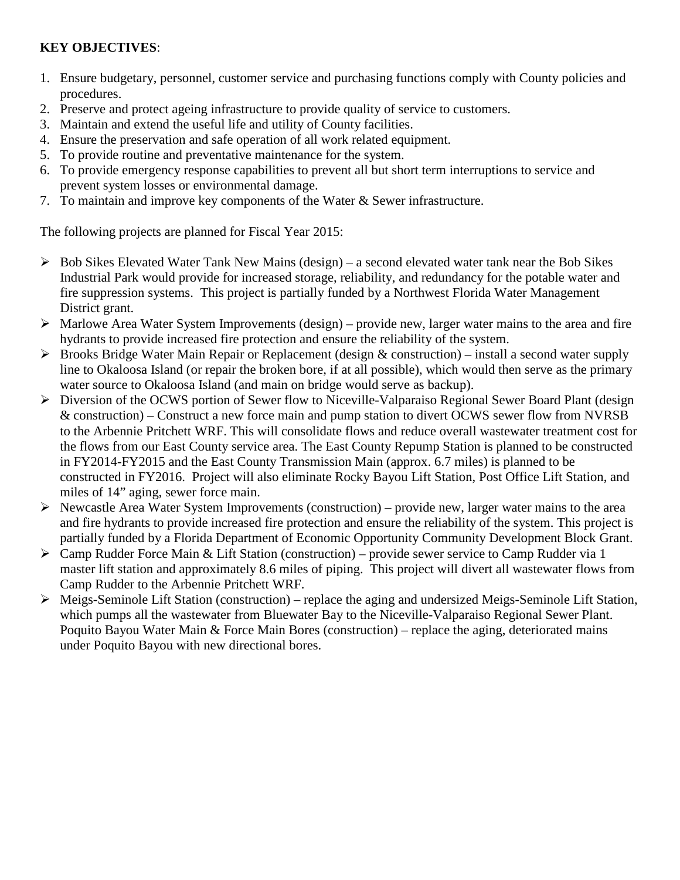**KEY OBJECTIVES**:

1. Ensure budgetary, personnel, customer service and purchasing functions comply with County policies and procedures.
2. Preserve and protect ageing infrastructure to provide quality of service to customers.
3. Maintain and extend the useful life and utility of County facilities.
4. Ensure the preservation and safe operation of all work related equipment.
5. To provide routine and preventative maintenance for the system.
6. To provide emergency response capabilities to prevent all but short term interruptions to service and prevent system losses or environmental damage.
7. To maintain and improve key components of the Water & Sewer infrastructure.

The following projects are planned for Fiscal Year 2015:

- Bob Sikes Elevated Water Tank New Mains (design) – a second elevated water tank near the Bob Sikes Industrial Park would provide for increased storage, reliability, and redundancy for the potable water and fire suppression systems. This project is partially funded by a Northwest Florida Water Management District grant.
- Marlowe Area Water System Improvements (design) – provide new, larger water mains to the area and fire hydrants to provide increased fire protection and ensure the reliability of the system.
- Brooks Bridge Water Main Repair or Replacement (design & construction) – install a second water supply line to Okaloosa Island (or repair the broken bore, if at all possible), which would then serve as the primary water source to Okaloosa Island (and main on bridge would serve as backup).
- Diversion of the OCWS portion of Sewer flow to Niceville-Valparaiso Regional Sewer Board Plant (design & construction) – Construct a new force main and pump station to divert OCWS sewer flow from NVRSB to the Arbennie Pritchett WRF. This will consolidate flows and reduce overall wastewater treatment cost for the flows from our East County service area. The East County Repump Station is planned to be constructed in FY2014-FY2015 and the East County Transmission Main (approx. 6.7 miles) is planned to be constructed in FY2016. Project will also eliminate Rocky Bayou Lift Station, Post Office Lift Station, and miles of 14" aging, sewer force main.
- Newcastle Area Water System Improvements (construction) – provide new, larger water mains to the area and fire hydrants to provide increased fire protection and ensure the reliability of the system. This project is partially funded by a Florida Department of Economic Opportunity Community Development Block Grant.
- Camp Rudder Force Main & Lift Station (construction) – provide sewer service to Camp Rudder via 1 master lift station and approximately 8.6 miles of piping. This project will divert all wastewater flows from Camp Rudder to the Arbennie Pritchett WRF.
- Meigs-Seminole Lift Station (construction) – replace the aging and undersized Meigs-Seminole Lift Station, which pumps all the wastewater from Bluewater Bay to the Niceville-Valparaiso Regional Sewer Plant. Poquito Bayou Water Main & Force Main Bores (construction) – replace the aging, deteriorated mains under Poquito Bayou with new directional bores.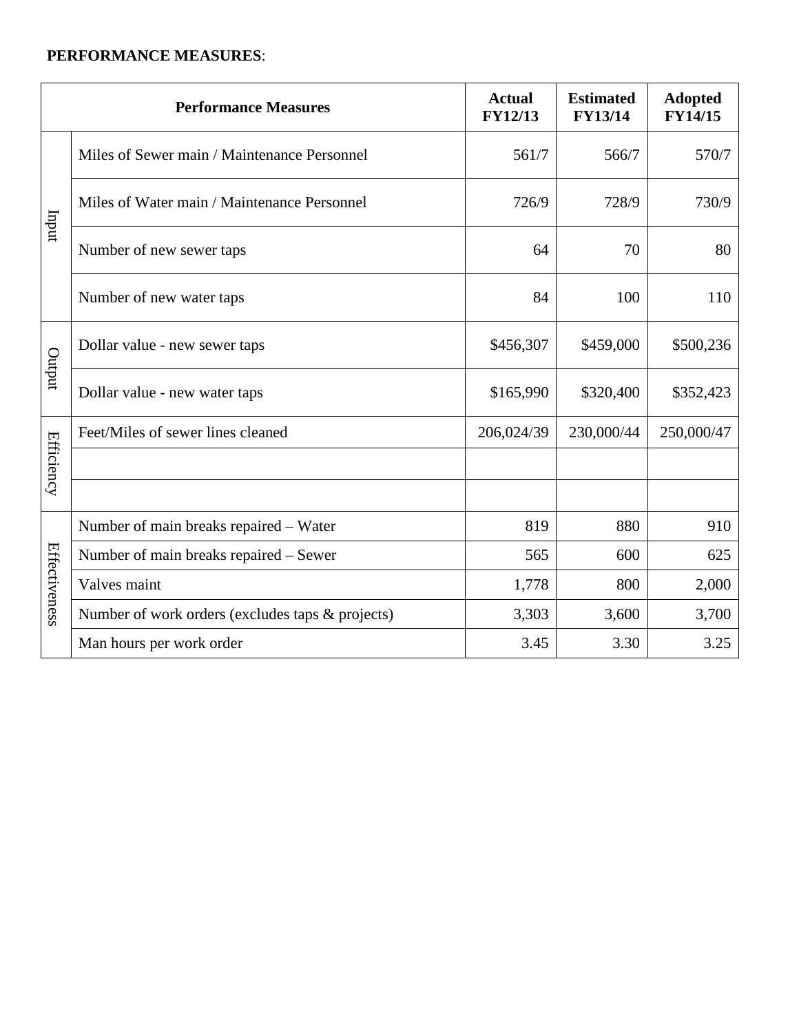**PERFORMANCE MEASURES**:

| Performance Measures | | Actual FY12/13 | Estimated FY13/14 | Adopted FY14/15 |
|---|---|---|---|---|
| Input | Miles of Sewer main / Maintenance Personnel | 561/7 | 566/7 | 570/7 |
| | Miles of Water main / Maintenance Personnel | 726/9 | 728/9 | 730/9 |
| | Number of new sewer taps | 64 | 70 | 80 |
| | Number of new water taps | 84 | 100 | 110 |
| Output | Dollar value - new sewer taps | $456,307 | $459,000 | $500,236 |
| | Dollar value - new water taps | $165,990 | $320,400 | $352,423 |
| Efficiency | Feet/Miles of sewer lines cleaned | 206,024/39 | 230,000/44 | 250,000/47 |
| | | | | |
| | | | | |
| Effectiveness | Number of main breaks repaired – Water | 819 | 880 | 910 |
| | Number of main breaks repaired – Sewer | 565 | 600 | 625 |
| | Valves maint | 1,778 | 800 | 2,000 |
| | Number of work orders (excludes taps & projects) | 3,303 | 3,600 | 3,700 |
| | Man hours per work order | 3.45 | 3.30 | 3.25 |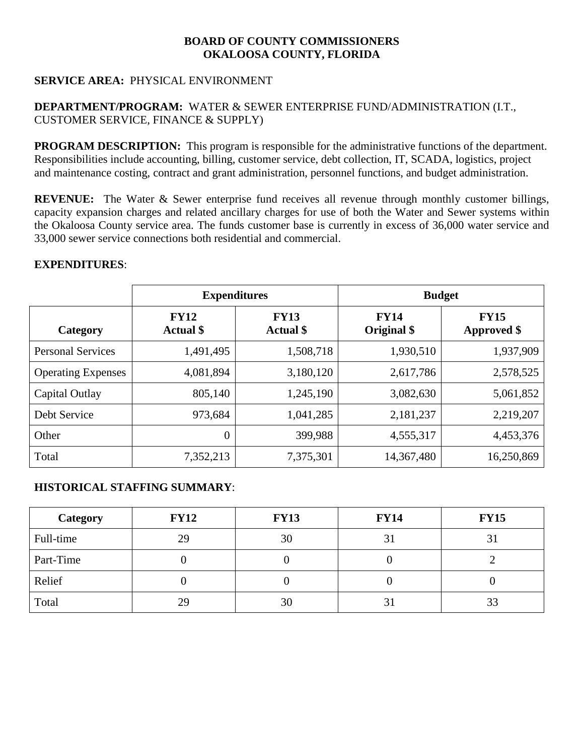**BOARD OF COUNTY COMMISSIONERS**
**OKALOOSA COUNTY, FLORIDA**

**SERVICE AREA:** PHYSICAL ENVIRONMENT

**DEPARTMENT/PROGRAM:** WATER & SEWER ENTERPRISE FUND/ADMINISTRATION (I.T., CUSTOMER SERVICE, FINANCE & SUPPLY)

**PROGRAM DESCRIPTION:** This program is responsible for the administrative functions of the department. Responsibilities include accounting, billing, customer service, debt collection, IT, SCADA, logistics, project and maintenance costing, contract and grant administration, personnel functions, and budget administration.

**REVENUE:** The Water & Sewer enterprise fund receives all revenue through monthly customer billings, capacity expansion charges and related ancillary charges for use of both the Water and Sewer systems within the Okaloosa County service area. The funds customer base is currently in excess of 36,000 water service and 33,000 sewer service connections both residential and commercial.

**EXPENDITURES**:

| | Expenditures | | Budget | |
|---|---|---|---|---|
| **Category** | **FY12 Actual $** | **FY13 Actual $** | **FY14 Original $** | **FY15 Approved $** |
| Personal Services | 1,491,495 | 1,508,718 | 1,930,510 | 1,937,909 |
| Operating Expenses | 4,081,894 | 3,180,120 | 2,617,786 | 2,578,525 |
| Capital Outlay | 805,140 | 1,245,190 | 3,082,630 | 5,061,852 |
| Debt Service | 973,684 | 1,041,285 | 2,181,237 | 2,219,207 |
| Other | 0 | 399,988 | 4,555,317 | 4,453,376 |
| Total | 7,352,213 | 7,375,301 | 14,367,480 | 16,250,869 |

**HISTORICAL STAFFING SUMMARY**:

| Category | FY12 | FY13 | FY14 | FY15 |
|---|---|---|---|---|
| Full-time | 29 | 30 | 31 | 31 |
| Part-Time | 0 | 0 | 0 | 2 |
| Relief | 0 | 0 | 0 | 0 |
| Total | 29 | 30 | 31 | 33 |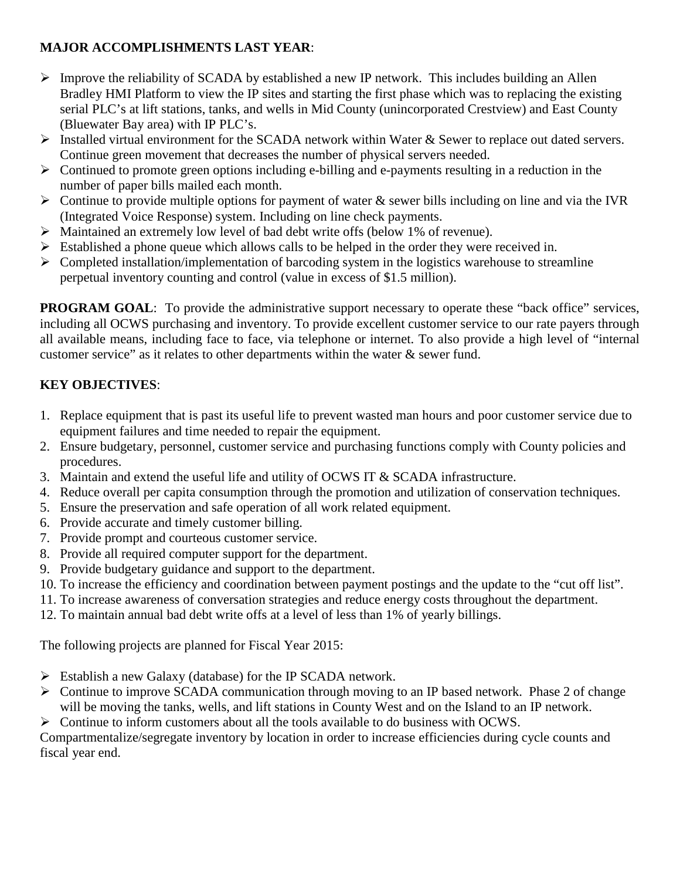**MAJOR ACCOMPLISHMENTS LAST YEAR**:

- Improve the reliability of SCADA by established a new IP network. This includes building an Allen Bradley HMI Platform to view the IP sites and starting the first phase which was to replacing the existing serial PLC's at lift stations, tanks, and wells in Mid County (unincorporated Crestview) and East County (Bluewater Bay area) with IP PLC's.
- Installed virtual environment for the SCADA network within Water & Sewer to replace out dated servers. Continue green movement that decreases the number of physical servers needed.
- Continued to promote green options including e-billing and e-payments resulting in a reduction in the number of paper bills mailed each month.
- Continue to provide multiple options for payment of water & sewer bills including on line and via the IVR (Integrated Voice Response) system. Including on line check payments.
- Maintained an extremely low level of bad debt write offs (below 1% of revenue).
- Established a phone queue which allows calls to be helped in the order they were received in.
- Completed installation/implementation of barcoding system in the logistics warehouse to streamline perpetual inventory counting and control (value in excess of $1.5 million).

**PROGRAM GOAL**: To provide the administrative support necessary to operate these "back office" services, including all OCWS purchasing and inventory. To provide excellent customer service to our rate payers through all available means, including face to face, via telephone or internet. To also provide a high level of "internal customer service" as it relates to other departments within the water & sewer fund.

**KEY OBJECTIVES**:

1. Replace equipment that is past its useful life to prevent wasted man hours and poor customer service due to equipment failures and time needed to repair the equipment.
2. Ensure budgetary, personnel, customer service and purchasing functions comply with County policies and procedures.
3. Maintain and extend the useful life and utility of OCWS IT & SCADA infrastructure.
4. Reduce overall per capita consumption through the promotion and utilization of conservation techniques.
5. Ensure the preservation and safe operation of all work related equipment.
6. Provide accurate and timely customer billing.
7. Provide prompt and courteous customer service.
8. Provide all required computer support for the department.
9. Provide budgetary guidance and support to the department.
10. To increase the efficiency and coordination between payment postings and the update to the "cut off list".
11. To increase awareness of conversation strategies and reduce energy costs throughout the department.
12. To maintain annual bad debt write offs at a level of less than 1% of yearly billings.

The following projects are planned for Fiscal Year 2015:

- Establish a new Galaxy (database) for the IP SCADA network.
- Continue to improve SCADA communication through moving to an IP based network. Phase 2 of change will be moving the tanks, wells, and lift stations in County West and on the Island to an IP network.
- Continue to inform customers about all the tools available to do business with OCWS.

Compartmentalize/segregate inventory by location in order to increase efficiencies during cycle counts and fiscal year end.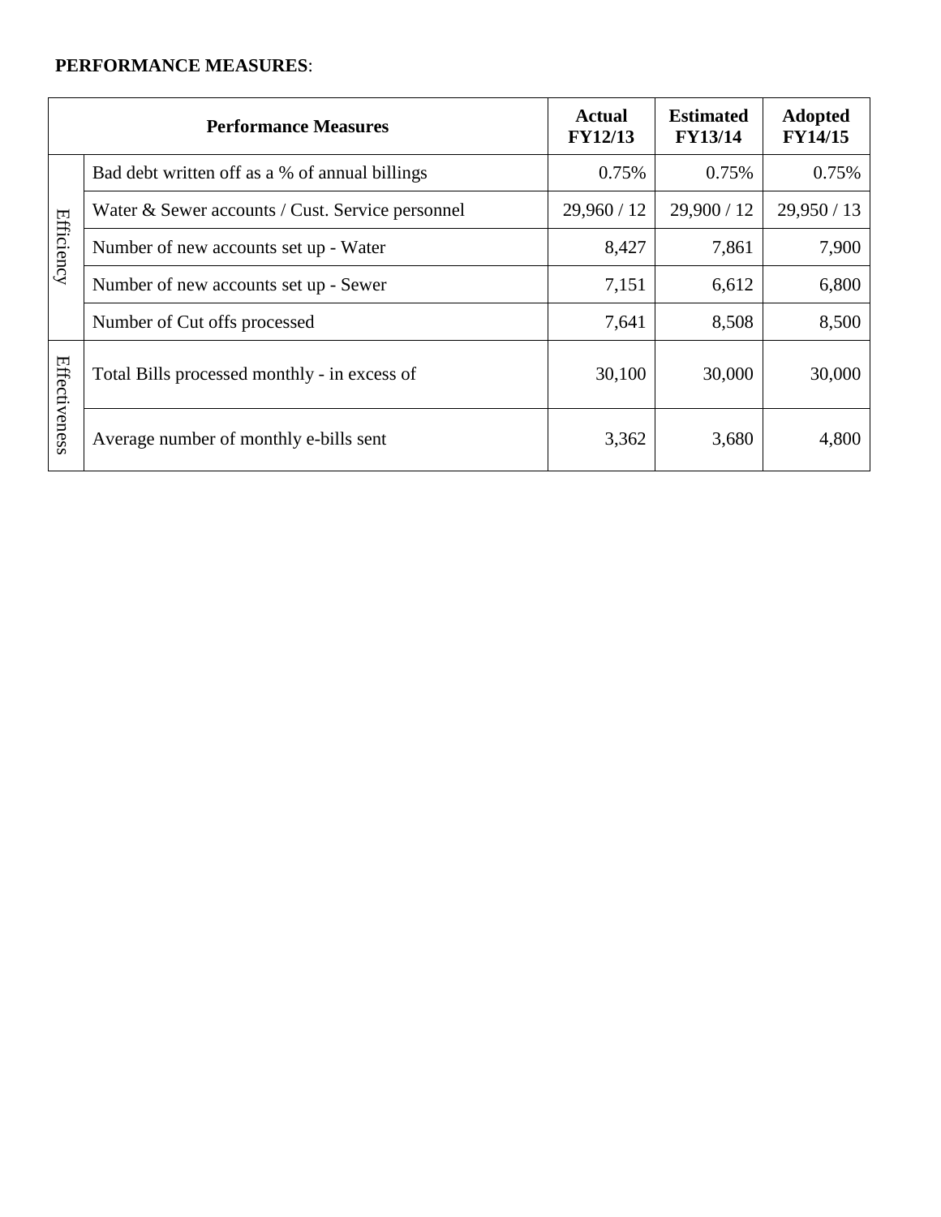**PERFORMANCE MEASURES**:

| | Performance Measures | Actual FY12/13 | Estimated FY13/14 | Adopted FY14/15 |
|---|---|---|---|---|
| Efficiency | Bad debt written off as a % of annual billings | 0.75% | 0.75% | 0.75% |
| | Water & Sewer accounts / Cust. Service personnel | 29,960 / 12 | 29,900 / 12 | 29,950 / 13 |
| | Number of new accounts set up - Water | 8,427 | 7,861 | 7,900 |
| | Number of new accounts set up - Sewer | 7,151 | 6,612 | 6,800 |
| | Number of Cut offs processed | 7,641 | 8,508 | 8,500 |
| Effectiveness | Total Bills processed monthly - in excess of | 30,100 | 30,000 | 30,000 |
| | Average number of monthly e-bills sent | 3,362 | 3,680 | 4,800 |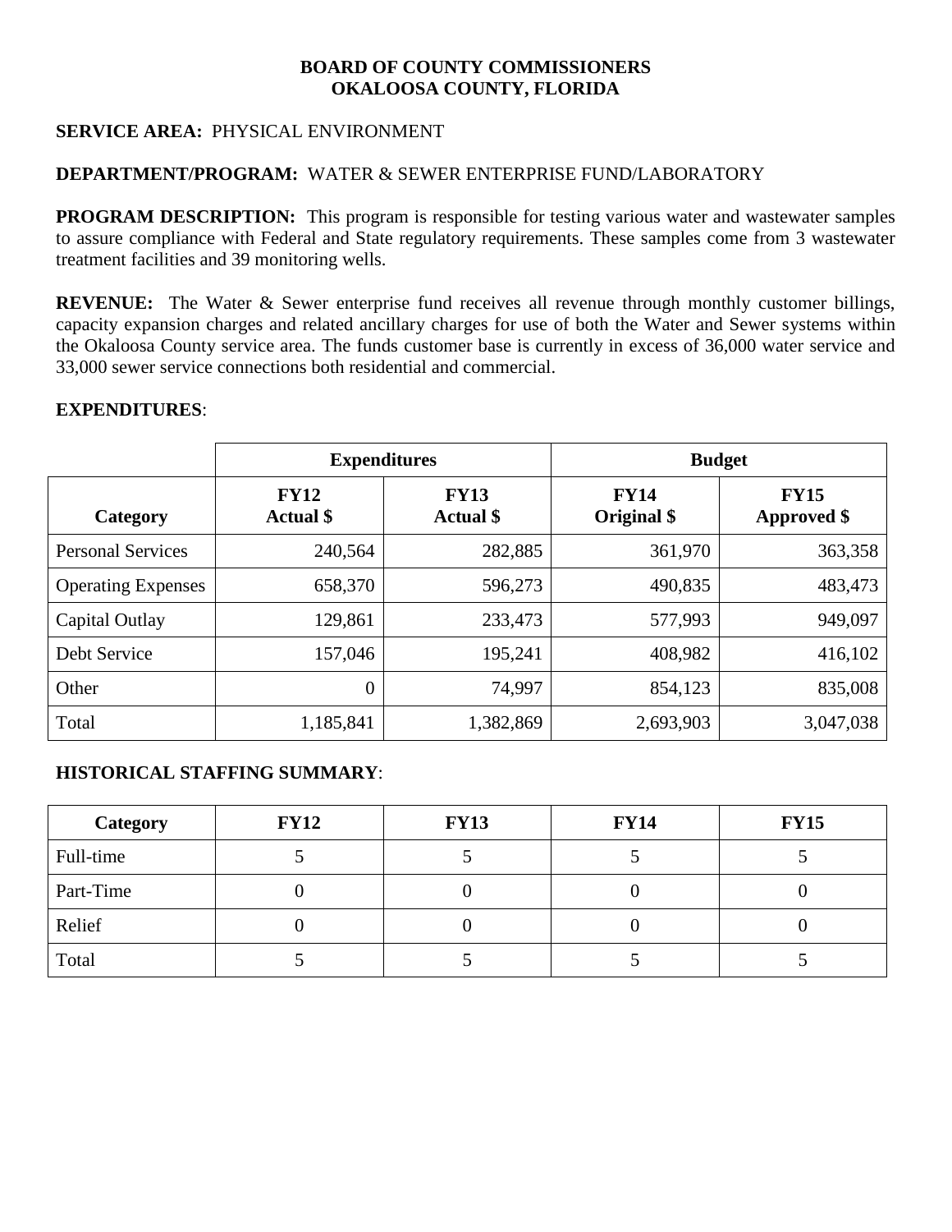**BOARD OF COUNTY COMMISSIONERS**
**OKALOOSA COUNTY, FLORIDA**

**SERVICE AREA:** PHYSICAL ENVIRONMENT

**DEPARTMENT/PROGRAM:** WATER & SEWER ENTERPRISE FUND/LABORATORY

**PROGRAM DESCRIPTION:** This program is responsible for testing various water and wastewater samples to assure compliance with Federal and State regulatory requirements. These samples come from 3 wastewater treatment facilities and 39 monitoring wells.

**REVENUE:** The Water & Sewer enterprise fund receives all revenue through monthly customer billings, capacity expansion charges and related ancillary charges for use of both the Water and Sewer systems within the Okaloosa County service area. The funds customer base is currently in excess of 36,000 water service and 33,000 sewer service connections both residential and commercial.

**EXPENDITURES**:

| | **Expenditures** | | **Budget** | |
|---|---|---|---|---|
| **Category** | **FY12 Actual $** | **FY13 Actual $** | **FY14 Original $** | **FY15 Approved $** |
| Personal Services | 240,564 | 282,885 | 361,970 | 363,358 |
| Operating Expenses | 658,370 | 596,273 | 490,835 | 483,473 |
| Capital Outlay | 129,861 | 233,473 | 577,993 | 949,097 |
| Debt Service | 157,046 | 195,241 | 408,982 | 416,102 |
| Other | 0 | 74,997 | 854,123 | 835,008 |
| Total | 1,185,841 | 1,382,869 | 2,693,903 | 3,047,038 |

**HISTORICAL STAFFING SUMMARY**:

| **Category** | **FY12** | **FY13** | **FY14** | **FY15** |
|---|---|---|---|---|
| Full-time | 5 | 5 | 5 | 5 |
| Part-Time | 0 | 0 | 0 | 0 |
| Relief | 0 | 0 | 0 | 0 |
| Total | 5 | 5 | 5 | 5 |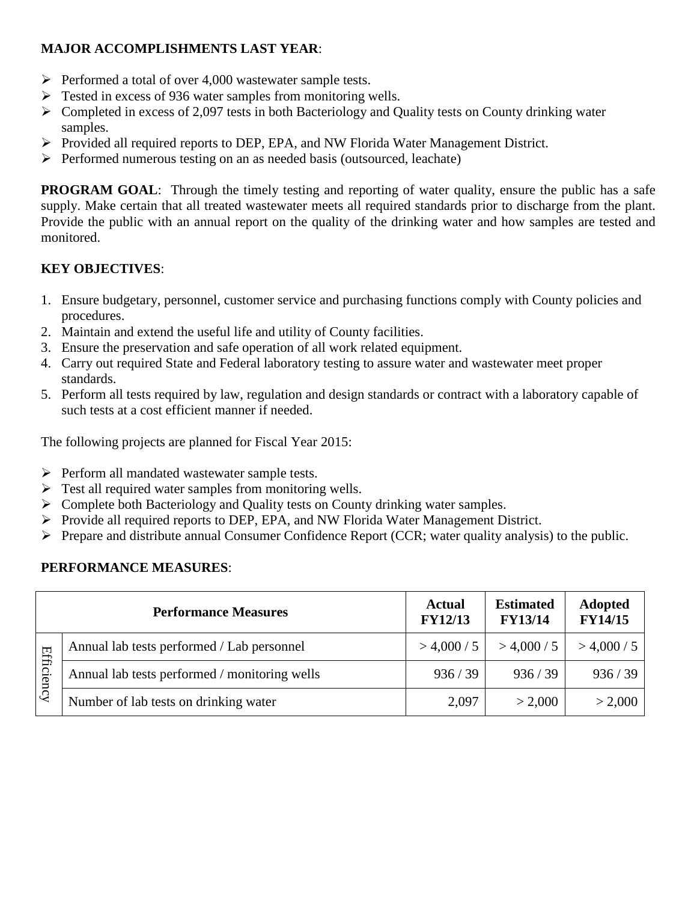**MAJOR ACCOMPLISHMENTS LAST YEAR**:

- Performed a total of over 4,000 wastewater sample tests.
- Tested in excess of 936 water samples from monitoring wells.
- Completed in excess of 2,097 tests in both Bacteriology and Quality tests on County drinking water samples.
- Provided all required reports to DEP, EPA, and NW Florida Water Management District.
- Performed numerous testing on an as needed basis (outsourced, leachate)

**PROGRAM GOAL**: Through the timely testing and reporting of water quality, ensure the public has a safe supply. Make certain that all treated wastewater meets all required standards prior to discharge from the plant. Provide the public with an annual report on the quality of the drinking water and how samples are tested and monitored.

**KEY OBJECTIVES**:

1. Ensure budgetary, personnel, customer service and purchasing functions comply with County policies and procedures.
2. Maintain and extend the useful life and utility of County facilities.
3. Ensure the preservation and safe operation of all work related equipment.
4. Carry out required State and Federal laboratory testing to assure water and wastewater meet proper standards.
5. Perform all tests required by law, regulation and design standards or contract with a laboratory capable of such tests at a cost efficient manner if needed.

The following projects are planned for Fiscal Year 2015:

- Perform all mandated wastewater sample tests.
- Test all required water samples from monitoring wells.
- Complete both Bacteriology and Quality tests on County drinking water samples.
- Provide all required reports to DEP, EPA, and NW Florida Water Management District.
- Prepare and distribute annual Consumer Confidence Report (CCR; water quality analysis) to the public.

**PERFORMANCE MEASURES**:

| Performance Measures | | Actual FY12/13 | Estimated FY13/14 | Adopted FY14/15 |
|---|---|---|---|---|
| Efficiency | Annual lab tests performed / Lab personnel | > 4,000 / 5 | > 4,000 / 5 | > 4,000 / 5 |
| | Annual lab tests performed / monitoring wells | 936 / 39 | 936 / 39 | 936 / 39 |
| | Number of lab tests on drinking water | 2,097 | > 2,000 | > 2,000 |